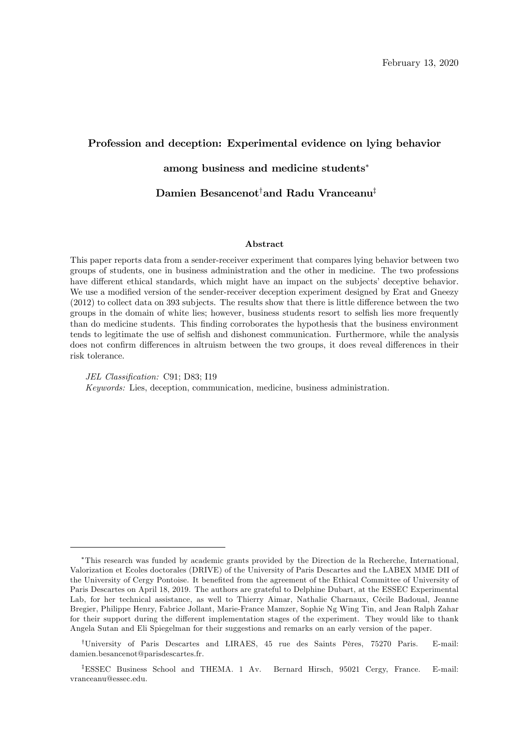February 13, 2020

# Profession and deception: Experimental evidence on lying behavior among business and medicine students[*]

**Damien Besancenot[†] and Radu Vranceanu[‡]**

## Abstract

This paper reports data from a sender-receiver experiment that compares lying behavior between two groups of students, one in business administration and the other in medicine. The two professions have different ethical standards, which might have an impact on the subjects' deceptive behavior. We use a modified version of the sender-receiver deception experiment designed by Erat and Gneezy (2012) to collect data on 393 subjects. The results show that there is little difference between the two groups in the domain of white lies; however, business students resort to selfish lies more frequently than do medicine students. This finding corroborates the hypothesis that the business environment tends to legitimate the use of selfish and dishonest communication. Furthermore, while the analysis does not confirm differences in altruism between the two groups, it does reveal differences in their risk tolerance.

*JEL Classification:* C91; D83; I19

*Keywords:* Lies, deception, communication, medicine, business administration.

---

[*] This research was funded by academic grants provided by the Direction de la Recherche, International, Valorization et Ecoles doctorales (DRIVE) of the University of Paris Descartes and the LABEX MME DII of the University of Cergy Pontoise. It benefited from the agreement of the Ethical Committee of University of Paris Descartes on April 18, 2019. The authors are grateful to Delphine Dubart, at the ESSEC Experimental Lab, for her technical assistance, as well to Thierry Aimar, Nathalie Charnaux, Cécile Badoual, Jeanne Bregier, Philippe Henry, Fabrice Jollant, Marie-France Mamzer, Sophie Ng Wing Tin, and Jean Ralph Zahar for their support during the different implementation stages of the experiment. They would like to thank Angela Sutan and Eli Spiegelman for their suggestions and remarks on an early version of the paper.

[†] University of Paris Descartes and LIRAES, 45 rue des Saints Pères, 75270 Paris. E-mail: damien.besancenot@parisdescartes.fr.

[‡] ESSEC Business School and THEMA. 1 Av. Bernard Hirsch, 95021 Cergy, France. E-mail: vranceanu@essec.edu.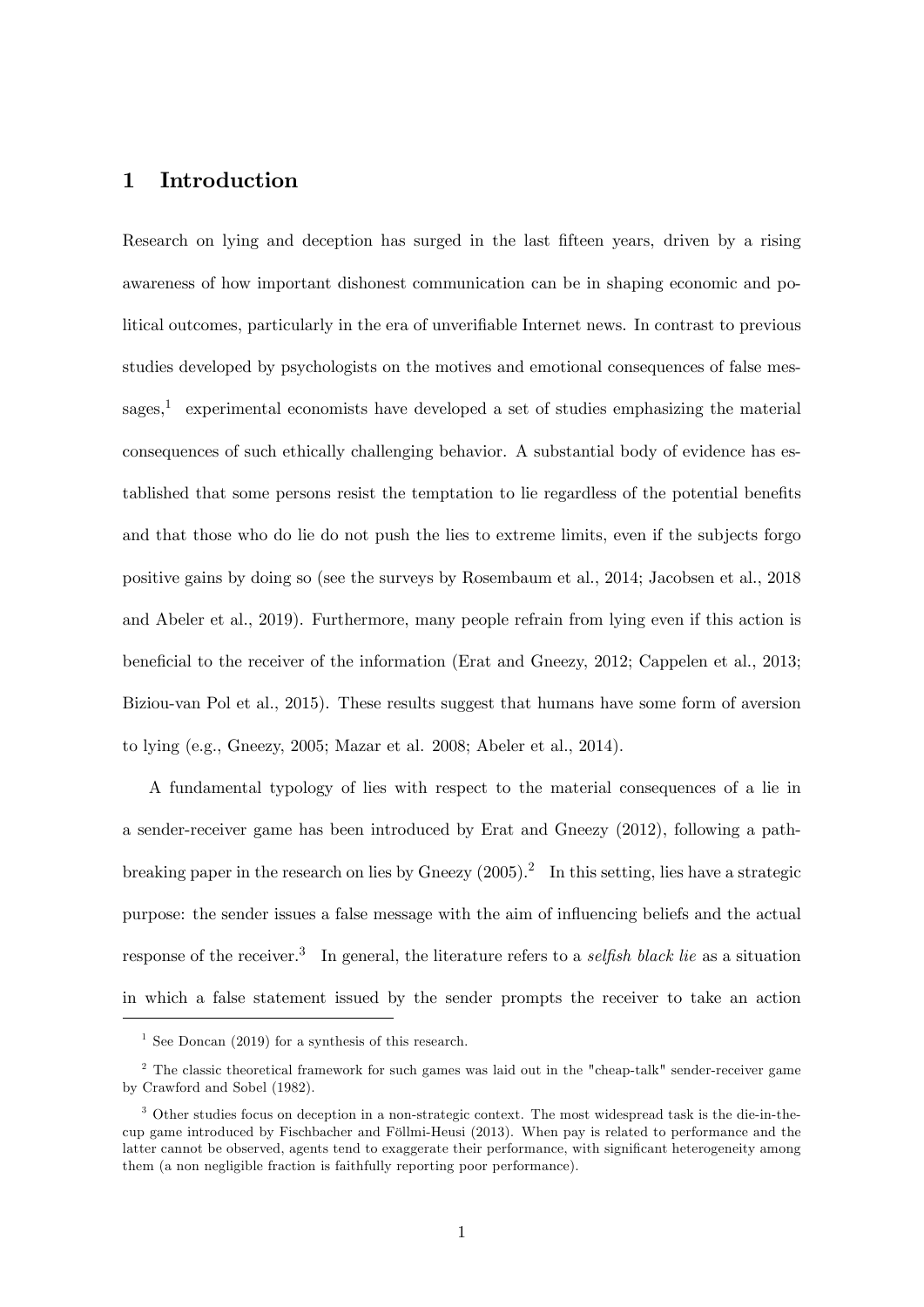# 1 Introduction

Research on lying and deception has surged in the last fifteen years, driven by a rising awareness of how important dishonest communication can be in shaping economic and political outcomes, particularly in the era of unverifiable Internet news. In contrast to previous studies developed by psychologists on the motives and emotional consequences of false messages,[1] experimental economists have developed a set of studies emphasizing the material consequences of such ethically challenging behavior. A substantial body of evidence has established that some persons resist the temptation to lie regardless of the potential benefits and that those who do lie do not push the lies to extreme limits, even if the subjects forgo positive gains by doing so (see the surveys by Rosembaum et al., 2014; Jacobsen et al., 2018 and Abeler et al., 2019). Furthermore, many people refrain from lying even if this action is beneficial to the receiver of the information (Erat and Gneezy, 2012; Cappelen et al., 2013; Biziou-van Pol et al., 2015). These results suggest that humans have some form of aversion to lying (e.g., Gneezy, 2005; Mazar et al. 2008; Abeler et al., 2014).

A fundamental typology of lies with respect to the material consequences of a lie in a sender-receiver game has been introduced by Erat and Gneezy (2012), following a pathbreaking paper in the research on lies by Gneezy (2005).[2] In this setting, lies have a strategic purpose: the sender issues a false message with the aim of influencing beliefs and the actual response of the receiver.[3] In general, the literature refers to a *selfish black lie* as a situation in which a false statement issued by the sender prompts the receiver to take an action

[1] See Doncan (2019) for a synthesis of this research.

[2] The classic theoretical framework for such games was laid out in the "cheap-talk" sender-receiver game by Crawford and Sobel (1982).

[3] Other studies focus on deception in a non-strategic context. The most widespread task is the die-in-the-cup game introduced by Fischbacher and Föllmi-Heusi (2013). When pay is related to performance and the latter cannot be observed, agents tend to exaggerate their performance, with significant heterogeneity among them (a non negligible fraction is faithfully reporting poor performance).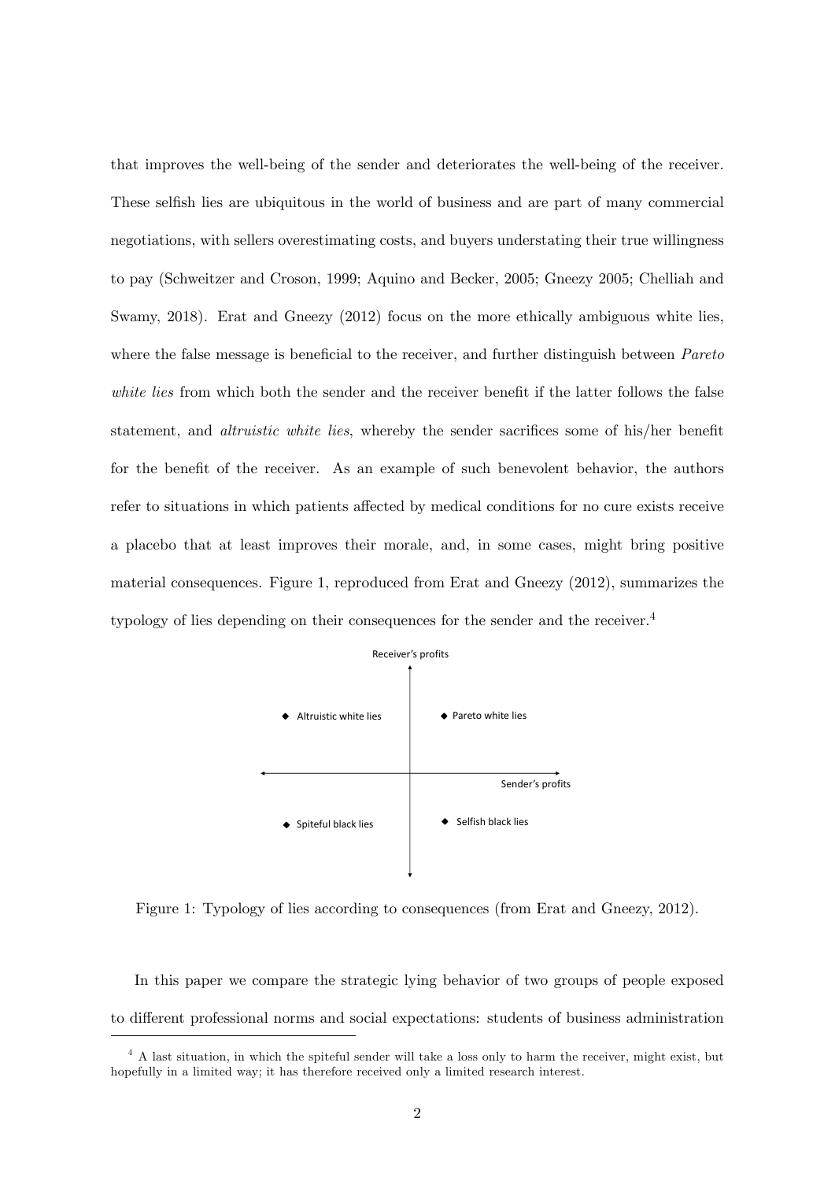that improves the well-being of the sender and deteriorates the well-being of the receiver. These selfish lies are ubiquitous in the world of business and are part of many commercial negotiations, with sellers overestimating costs, and buyers understating their true willingness to pay (Schweitzer and Croson, 1999; Aquino and Becker, 2005; Gneezy 2005; Chelliah and Swamy, 2018). Erat and Gneezy (2012) focus on the more ethically ambiguous white lies, where the false message is beneficial to the receiver, and further distinguish between *Pareto white lies* from which both the sender and the receiver benefit if the latter follows the false statement, and *altruistic white lies*, whereby the sender sacrifices some of his/her benefit for the benefit of the receiver. As an example of such benevolent behavior, the authors refer to situations in which patients affected by medical conditions for no cure exists receive a placebo that at least improves their morale, and, in some cases, might bring positive material consequences. Figure 1, reproduced from Erat and Gneezy (2012), summarizes the typology of lies depending on their consequences for the sender and the receiver.[4]

Figure 1: Typology of lies according to consequences (from Erat and Gneezy, 2012).

In this paper we compare the strategic lying behavior of two groups of people exposed to different professional norms and social expectations: students of business administration

[4] A last situation, in which the spiteful sender will take a loss only to harm the receiver, might exist, but hopefully in a limited way; it has therefore received only a limited research interest.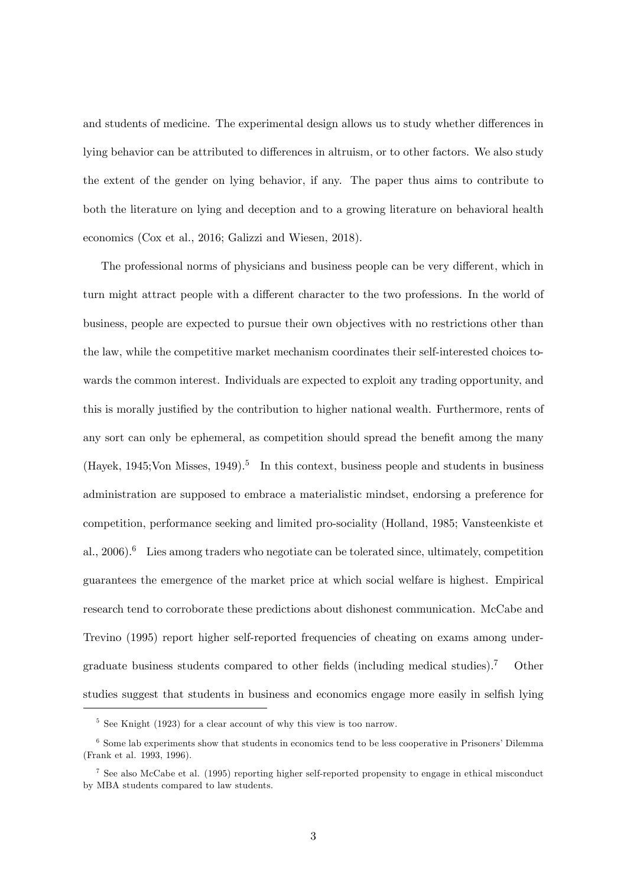and students of medicine. The experimental design allows us to study whether differences in lying behavior can be attributed to differences in altruism, or to other factors. We also study the extent of the gender on lying behavior, if any. The paper thus aims to contribute to both the literature on lying and deception and to a growing literature on behavioral health economics (Cox et al., 2016; Galizzi and Wiesen, 2018).

The professional norms of physicians and business people can be very different, which in turn might attract people with a different character to the two professions. In the world of business, people are expected to pursue their own objectives with no restrictions other than the law, while the competitive market mechanism coordinates their self-interested choices towards the common interest. Individuals are expected to exploit any trading opportunity, and this is morally justified by the contribution to higher national wealth. Furthermore, rents of any sort can only be ephemeral, as competition should spread the benefit among the many (Hayek, 1945;Von Misses, 1949).[5] In this context, business people and students in business administration are supposed to embrace a materialistic mindset, endorsing a preference for competition, performance seeking and limited pro-sociality (Holland, 1985; Vansteenkiste et al., 2006).[6] Lies among traders who negotiate can be tolerated since, ultimately, competition guarantees the emergence of the market price at which social welfare is highest. Empirical research tend to corroborate these predictions about dishonest communication. McCabe and Trevino (1995) report higher self-reported frequencies of cheating on exams among undergraduate business students compared to other fields (including medical studies).[7] Other studies suggest that students in business and economics engage more easily in selfish lying

[5] See Knight (1923) for a clear account of why this view is too narrow.

[6] Some lab experiments show that students in economics tend to be less cooperative in Prisoners' Dilemma (Frank et al. 1993, 1996).

[7] See also McCabe et al. (1995) reporting higher self-reported propensity to engage in ethical misconduct by MBA students compared to law students.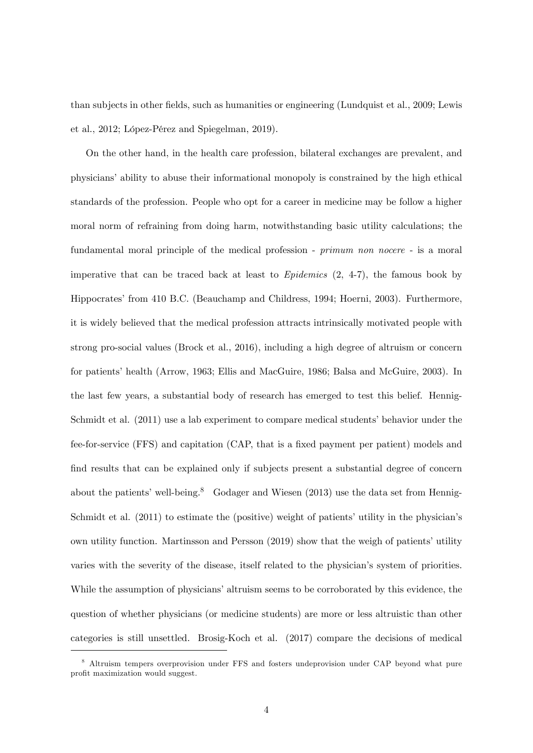than subjects in other fields, such as humanities or engineering (Lundquist et al., 2009; Lewis et al., 2012; López-Pérez and Spiegelman, 2019).

On the other hand, in the health care profession, bilateral exchanges are prevalent, and physicians' ability to abuse their informational monopoly is constrained by the high ethical standards of the profession. People who opt for a career in medicine may be follow a higher moral norm of refraining from doing harm, notwithstanding basic utility calculations; the fundamental moral principle of the medical profession - *primum non nocere* - is a moral imperative that can be traced back at least to *Epidemics* (2, 4-7), the famous book by Hippocrates' from 410 B.C. (Beauchamp and Childress, 1994; Hoerni, 2003). Furthermore, it is widely believed that the medical profession attracts intrinsically motivated people with strong pro-social values (Brock et al., 2016), including a high degree of altruism or concern for patients' health (Arrow, 1963; Ellis and MacGuire, 1986; Balsa and McGuire, 2003). In the last few years, a substantial body of research has emerged to test this belief. Hennig-Schmidt et al. (2011) use a lab experiment to compare medical students' behavior under the fee-for-service (FFS) and capitation (CAP, that is a fixed payment per patient) models and find results that can be explained only if subjects present a substantial degree of concern about the patients' well-being.[8] Godager and Wiesen (2013) use the data set from Hennig-Schmidt et al. (2011) to estimate the (positive) weight of patients' utility in the physician's own utility function. Martinsson and Persson (2019) show that the weigh of patients' utility varies with the severity of the disease, itself related to the physician's system of priorities. While the assumption of physicians' altruism seems to be corroborated by this evidence, the question of whether physicians (or medicine students) are more or less altruistic than other categories is still unsettled. Brosig-Koch et al. (2017) compare the decisions of medical

[8] Altruism tempers overprovision under FFS and fosters undeprovision under CAP beyond what pure profit maximization would suggest.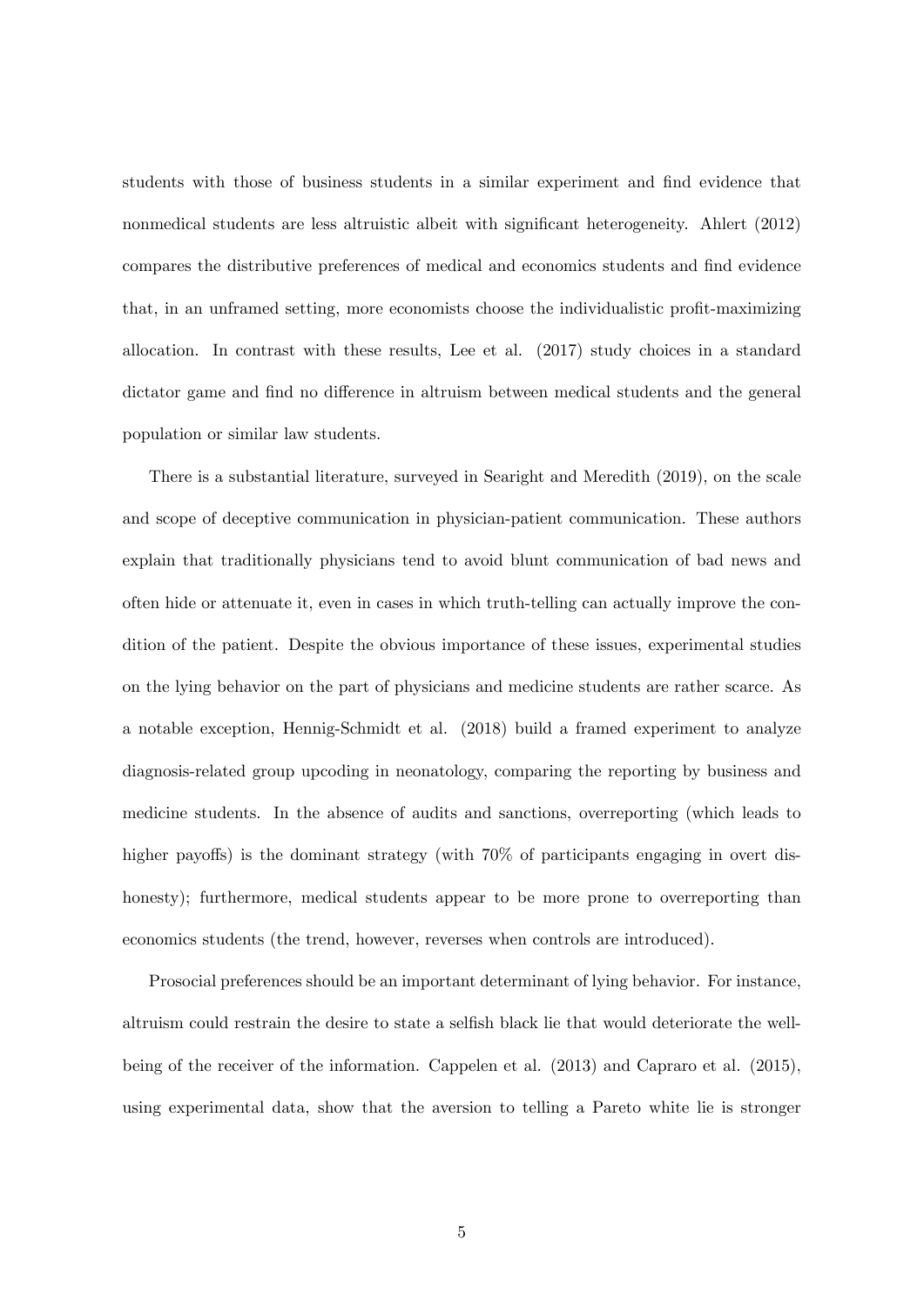students with those of business students in a similar experiment and find evidence that nonmedical students are less altruistic albeit with significant heterogeneity. Ahlert (2012) compares the distributive preferences of medical and economics students and find evidence that, in an unframed setting, more economists choose the individualistic profit-maximizing allocation. In contrast with these results, Lee et al. (2017) study choices in a standard dictator game and find no difference in altruism between medical students and the general population or similar law students.

There is a substantial literature, surveyed in Searight and Meredith (2019), on the scale and scope of deceptive communication in physician-patient communication. These authors explain that traditionally physicians tend to avoid blunt communication of bad news and often hide or attenuate it, even in cases in which truth-telling can actually improve the condition of the patient. Despite the obvious importance of these issues, experimental studies on the lying behavior on the part of physicians and medicine students are rather scarce. As a notable exception, Hennig-Schmidt et al. (2018) build a framed experiment to analyze diagnosis-related group upcoding in neonatology, comparing the reporting by business and medicine students. In the absence of audits and sanctions, overreporting (which leads to higher payoffs) is the dominant strategy (with 70% of participants engaging in overt dishonesty); furthermore, medical students appear to be more prone to overreporting than economics students (the trend, however, reverses when controls are introduced).

Prosocial preferences should be an important determinant of lying behavior. For instance, altruism could restrain the desire to state a selfish black lie that would deteriorate the well-being of the receiver of the information. Cappelen et al. (2013) and Capraro et al. (2015), using experimental data, show that the aversion to telling a Pareto white lie is stronger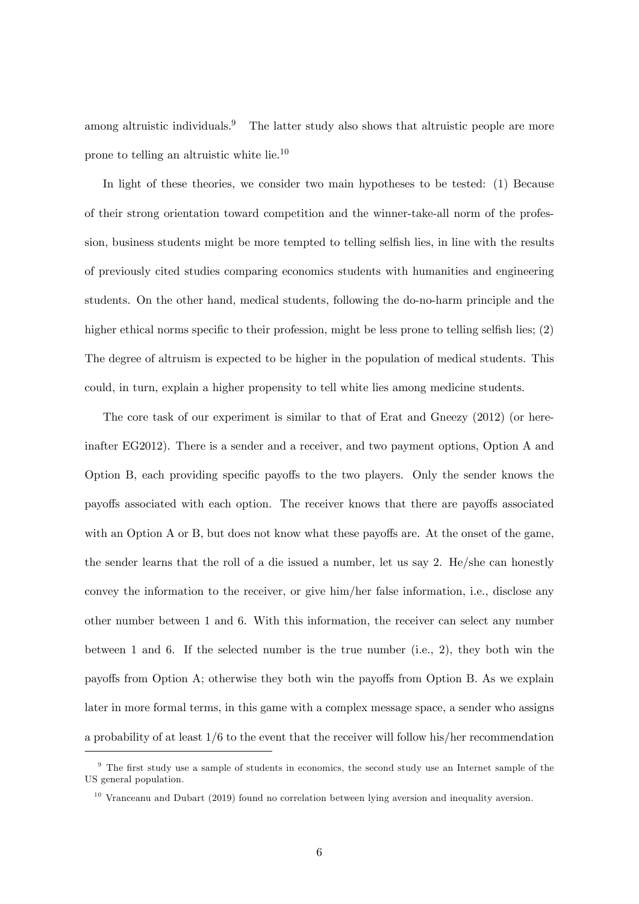among altruistic individuals.[9] The latter study also shows that altruistic people are more prone to telling an altruistic white lie.[10]

In light of these theories, we consider two main hypotheses to be tested: (1) Because of their strong orientation toward competition and the winner-take-all norm of the profession, business students might be more tempted to telling selfish lies, in line with the results of previously cited studies comparing economics students with humanities and engineering students. On the other hand, medical students, following the do-no-harm principle and the higher ethical norms specific to their profession, might be less prone to telling selfish lies; (2) The degree of altruism is expected to be higher in the population of medical students. This could, in turn, explain a higher propensity to tell white lies among medicine students.

The core task of our experiment is similar to that of Erat and Gneezy (2012) (or hereinafter EG2012). There is a sender and a receiver, and two payment options, Option A and Option B, each providing specific payoffs to the two players. Only the sender knows the payoffs associated with each option. The receiver knows that there are payoffs associated with an Option A or B, but does not know what these payoffs are. At the onset of the game, the sender learns that the roll of a die issued a number, let us say 2. He/she can honestly convey the information to the receiver, or give him/her false information, i.e., disclose any other number between 1 and 6. With this information, the receiver can select any number between 1 and 6. If the selected number is the true number (i.e., 2), they both win the payoffs from Option A; otherwise they both win the payoffs from Option B. As we explain later in more formal terms, in this game with a complex message space, a sender who assigns a probability of at least 1/6 to the event that the receiver will follow his/her recommendation

---

[9] The first study use a sample of students in economics, the second study use an Internet sample of the US general population.

[10] Vranceanu and Dubart (2019) found no correlation between lying aversion and inequality aversion.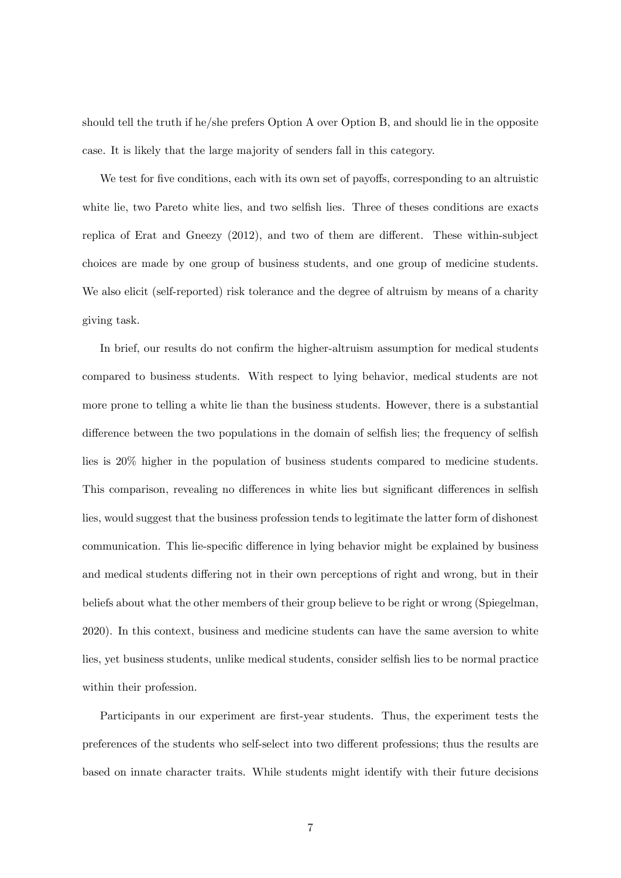should tell the truth if he/she prefers Option A over Option B, and should lie in the opposite case. It is likely that the large majority of senders fall in this category.

We test for five conditions, each with its own set of payoffs, corresponding to an altruistic white lie, two Pareto white lies, and two selfish lies. Three of theses conditions are exacts replica of Erat and Gneezy (2012), and two of them are different. These within-subject choices are made by one group of business students, and one group of medicine students. We also elicit (self-reported) risk tolerance and the degree of altruism by means of a charity giving task.

In brief, our results do not confirm the higher-altruism assumption for medical students compared to business students. With respect to lying behavior, medical students are not more prone to telling a white lie than the business students. However, there is a substantial difference between the two populations in the domain of selfish lies; the frequency of selfish lies is 20% higher in the population of business students compared to medicine students. This comparison, revealing no differences in white lies but significant differences in selfish lies, would suggest that the business profession tends to legitimate the latter form of dishonest communication. This lie-specific difference in lying behavior might be explained by business and medical students differing not in their own perceptions of right and wrong, but in their beliefs about what the other members of their group believe to be right or wrong (Spiegelman, 2020). In this context, business and medicine students can have the same aversion to white lies, yet business students, unlike medical students, consider selfish lies to be normal practice within their profession.

Participants in our experiment are first-year students. Thus, the experiment tests the preferences of the students who self-select into two different professions; thus the results are based on innate character traits. While students might identify with their future decisions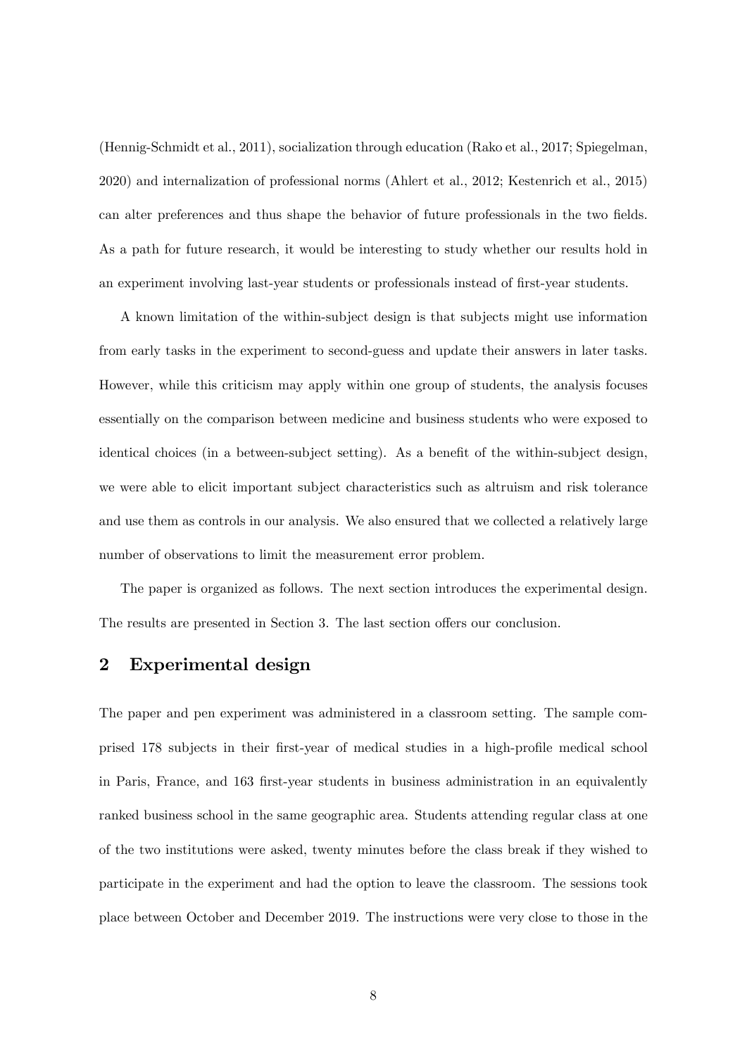(Hennig-Schmidt et al., 2011), socialization through education (Rako et al., 2017; Spiegelman, 2020) and internalization of professional norms (Ahlert et al., 2012; Kestenrich et al., 2015) can alter preferences and thus shape the behavior of future professionals in the two fields. As a path for future research, it would be interesting to study whether our results hold in an experiment involving last-year students or professionals instead of first-year students.

A known limitation of the within-subject design is that subjects might use information from early tasks in the experiment to second-guess and update their answers in later tasks. However, while this criticism may apply within one group of students, the analysis focuses essentially on the comparison between medicine and business students who were exposed to identical choices (in a between-subject setting). As a benefit of the within-subject design, we were able to elicit important subject characteristics such as altruism and risk tolerance and use them as controls in our analysis. We also ensured that we collected a relatively large number of observations to limit the measurement error problem.

The paper is organized as follows. The next section introduces the experimental design. The results are presented in Section 3. The last section offers our conclusion.

## 2 Experimental design

The paper and pen experiment was administered in a classroom setting. The sample comprised 178 subjects in their first-year of medical studies in a high-profile medical school in Paris, France, and 163 first-year students in business administration in an equivalently ranked business school in the same geographic area. Students attending regular class at one of the two institutions were asked, twenty minutes before the class break if they wished to participate in the experiment and had the option to leave the classroom. The sessions took place between October and December 2019. The instructions were very close to those in the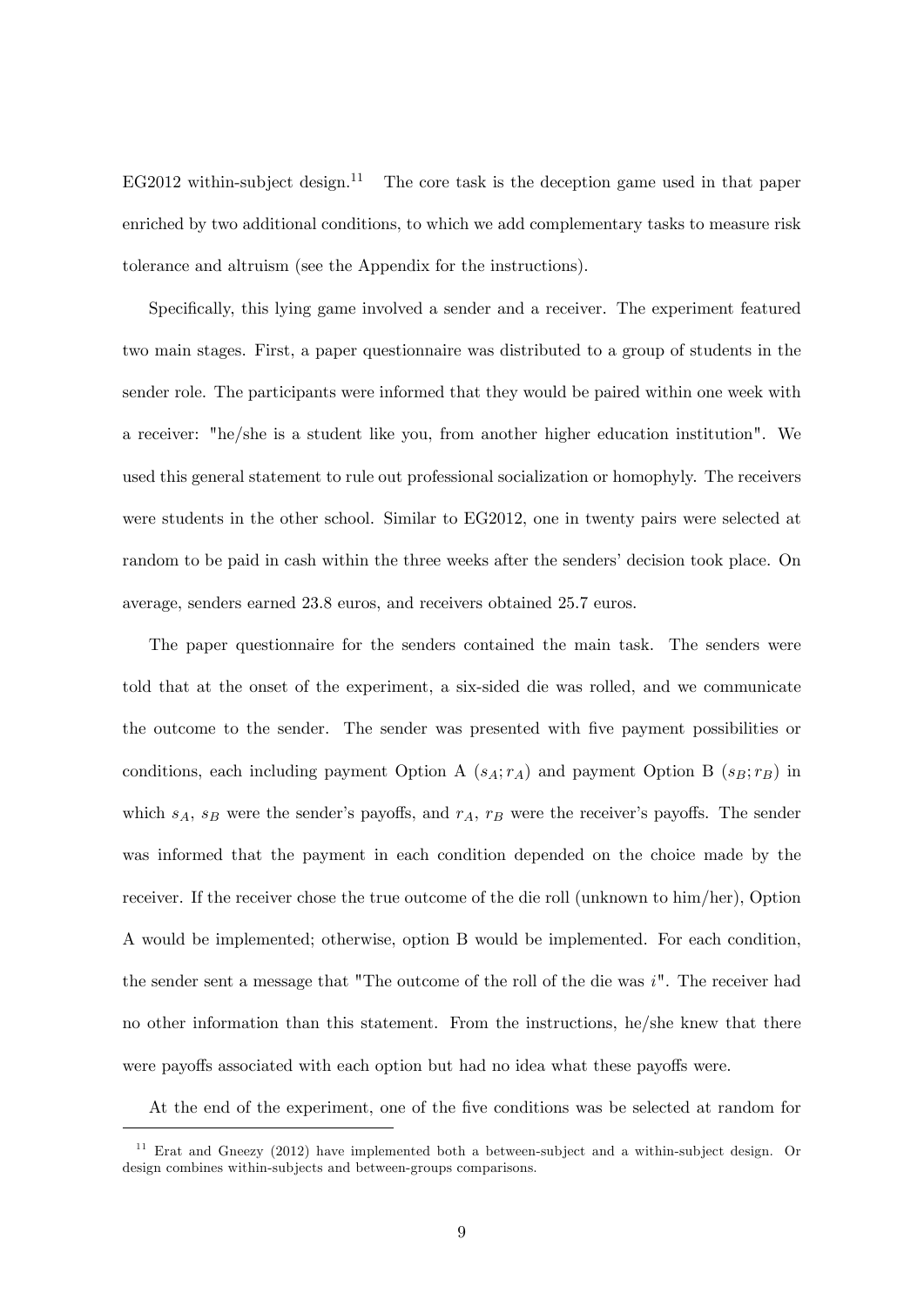EG2012 within-subject design.[11] The core task is the deception game used in that paper enriched by two additional conditions, to which we add complementary tasks to measure risk tolerance and altruism (see the Appendix for the instructions).

Specifically, this lying game involved a sender and a receiver. The experiment featured two main stages. First, a paper questionnaire was distributed to a group of students in the sender role. The participants were informed that they would be paired within one week with a receiver: "he/she is a student like you, from another higher education institution". We used this general statement to rule out professional socialization or homophyly. The receivers were students in the other school. Similar to EG2012, one in twenty pairs were selected at random to be paid in cash within the three weeks after the senders' decision took place. On average, senders earned 23.8 euros, and receivers obtained 25.7 euros.

The paper questionnaire for the senders contained the main task. The senders were told that at the onset of the experiment, a six-sided die was rolled, and we communicate the outcome to the sender. The sender was presented with five payment possibilities or conditions, each including payment Option A $(s_A; r_A)$ and payment Option B $(s_B; r_B)$ in which $s_A$, $s_B$ were the sender's payoffs, and $r_A$, $r_B$ were the receiver's payoffs. The sender was informed that the payment in each condition depended on the choice made by the receiver. If the receiver chose the true outcome of the die roll (unknown to him/her), Option A would be implemented; otherwise, option B would be implemented. For each condition, the sender sent a message that "The outcome of the roll of the die was $i$". The receiver had no other information than this statement. From the instructions, he/she knew that there were payoffs associated with each option but had no idea what these payoffs were.

At the end of the experiment, one of the five conditions was be selected at random for

[11] Erat and Gneezy (2012) have implemented both a between-subject and a within-subject design. Or design combines within-subjects and between-groups comparisons.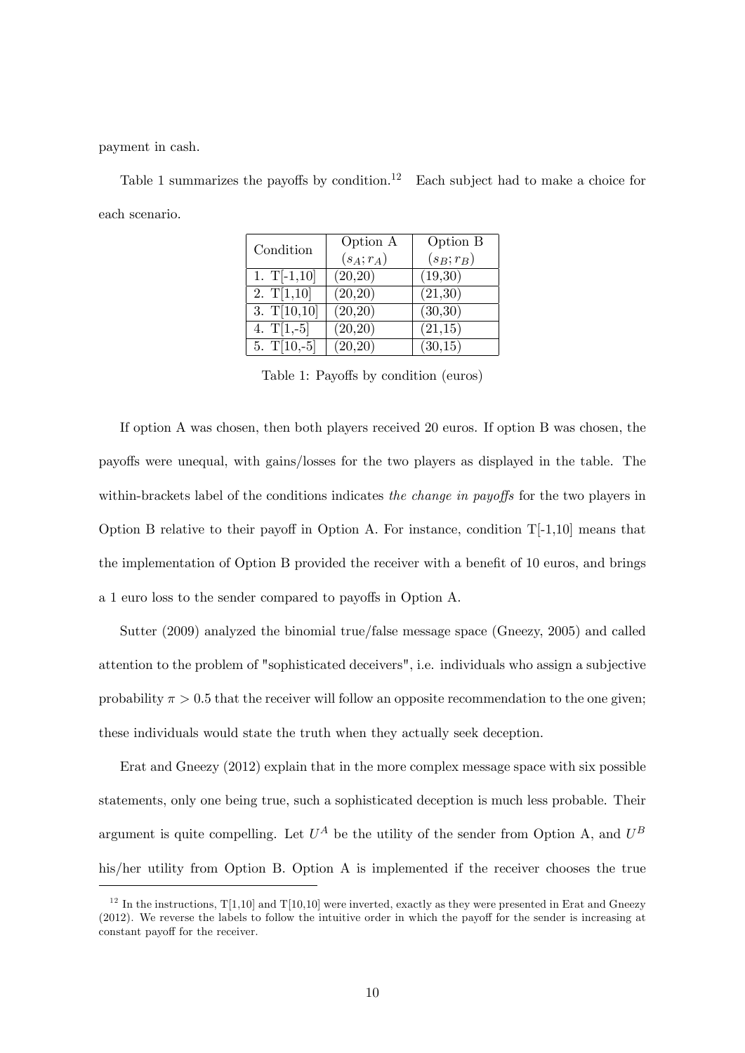payment in cash.

Table 1 summarizes the payoffs by condition.[12] Each subject had to make a choice for each scenario.

| Condition | Option A $(s_A; r_A)$ | Option B $(s_B; r_B)$ |
|---|---|---|
| 1. T[-1,10] | (20,20) | (19,30) |
| 2. T[1,10] | (20,20) | (21,30) |
| 3. T[10,10] | (20,20) | (30,30) |
| 4. T[1,-5] | (20,20) | (21,15) |
| 5. T[10,-5] | (20,20) | (30,15) |

Table 1: Payoffs by condition (euros)

If option A was chosen, then both players received 20 euros. If option B was chosen, the payoffs were unequal, with gains/losses for the two players as displayed in the table. The within-brackets label of the conditions indicates *the change in payoffs* for the two players in Option B relative to their payoff in Option A. For instance, condition T[-1,10] means that the implementation of Option B provided the receiver with a benefit of 10 euros, and brings a 1 euro loss to the sender compared to payoffs in Option A.

Sutter (2009) analyzed the binomial true/false message space (Gneezy, 2005) and called attention to the problem of "sophisticated deceivers", i.e. individuals who assign a subjective probability $\pi > 0.5$ that the receiver will follow an opposite recommendation to the one given; these individuals would state the truth when they actually seek deception.

Erat and Gneezy (2012) explain that in the more complex message space with six possible statements, only one being true, such a sophisticated deception is much less probable. Their argument is quite compelling. Let $U^A$ be the utility of the sender from Option A, and $U^B$ his/her utility from Option B. Option A is implemented if the receiver chooses the true

[12] In the instructions, T[1,10] and T[10,10] were inverted, exactly as they were presented in Erat and Gneezy (2012). We reverse the labels to follow the intuitive order in which the payoff for the sender is increasing at constant payoff for the receiver.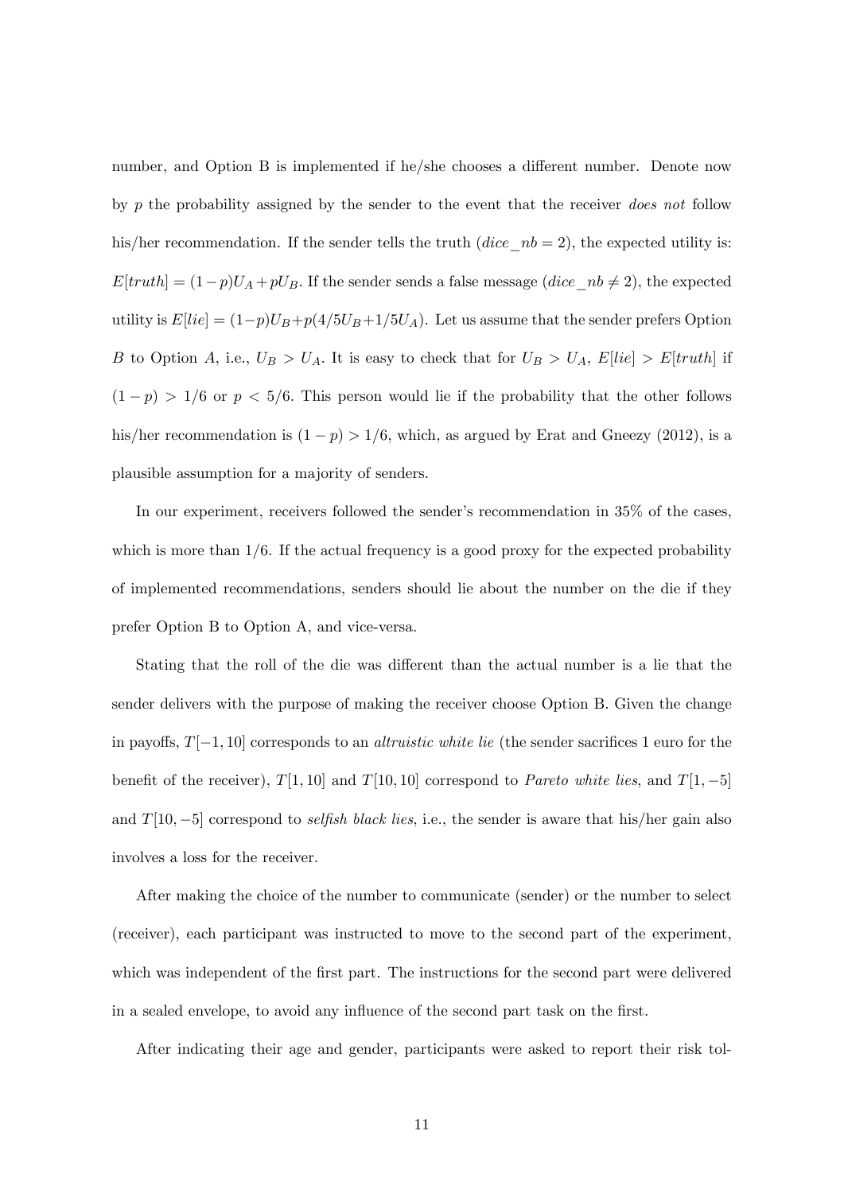number, and Option B is implemented if he/she chooses a different number. Denote now by $p$ the probability assigned by the sender to the event that the receiver *does not* follow his/her recommendation. If the sender tells the truth ($dice\_nb = 2$), the expected utility is: $E[truth] = (1-p)U_A + pU_B$. If the sender sends a false message ($dice\_nb \neq 2$), the expected utility is $E[lie] = (1-p)U_B + p(4/5U_B + 1/5U_A)$. Let us assume that the sender prefers Option $B$ to Option $A$, i.e., $U_B > U_A$. It is easy to check that for $U_B > U_A$, $E[lie] > E[truth]$ if $(1-p) > 1/6$ or $p < 5/6$. This person would lie if the probability that the other follows his/her recommendation is $(1-p) > 1/6$, which, as argued by Erat and Gneezy (2012), is a plausible assumption for a majority of senders.

In our experiment, receivers followed the sender's recommendation in 35% of the cases, which is more than 1/6. If the actual frequency is a good proxy for the expected probability of implemented recommendations, senders should lie about the number on the die if they prefer Option B to Option A, and vice-versa.

Stating that the roll of the die was different than the actual number is a lie that the sender delivers with the purpose of making the receiver choose Option B. Given the change in payoffs, $T[-1, 10]$ corresponds to an *altruistic white lie* (the sender sacrifices 1 euro for the benefit of the receiver), $T[1, 10]$ and $T[10, 10]$ correspond to *Pareto white lies*, and $T[1, -5]$ and $T[10, -5]$ correspond to *selfish black lies*, i.e., the sender is aware that his/her gain also involves a loss for the receiver.

After making the choice of the number to communicate (sender) or the number to select (receiver), each participant was instructed to move to the second part of the experiment, which was independent of the first part. The instructions for the second part were delivered in a sealed envelope, to avoid any influence of the second part task on the first.

After indicating their age and gender, participants were asked to report their risk tol-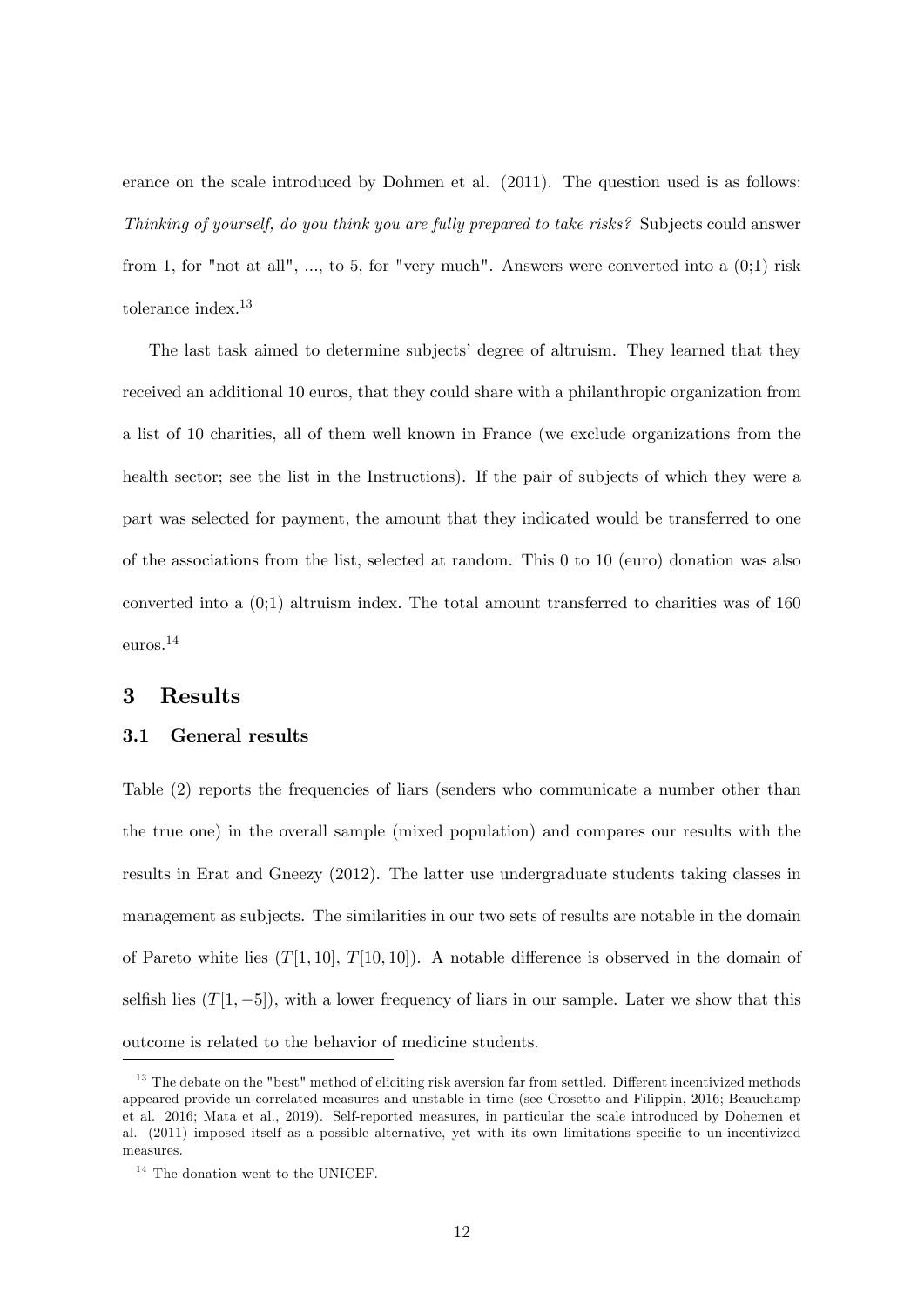erance on the scale introduced by Dohmen et al. (2011). The question used is as follows: *Thinking of yourself, do you think you are fully prepared to take risks?* Subjects could answer from 1, for "not at all", ..., to 5, for "very much". Answers were converted into a (0;1) risk tolerance index.[13]

The last task aimed to determine subjects' degree of altruism. They learned that they received an additional 10 euros, that they could share with a philanthropic organization from a list of 10 charities, all of them well known in France (we exclude organizations from the health sector; see the list in the Instructions). If the pair of subjects of which they were a part was selected for payment, the amount that they indicated would be transferred to one of the associations from the list, selected at random. This 0 to 10 (euro) donation was also converted into a (0;1) altruism index. The total amount transferred to charities was of 160 euros.[14]

## 3 Results

### 3.1 General results

Table (2) reports the frequencies of liars (senders who communicate a number other than the true one) in the overall sample (mixed population) and compares our results with the results in Erat and Gneezy (2012). The latter use undergraduate students taking classes in management as subjects. The similarities in our two sets of results are notable in the domain of Pareto white lies ($T[1, 10]$, $T[10, 10]$). A notable difference is observed in the domain of selfish lies ($T[1, -5]$), with a lower frequency of liars in our sample. Later we show that this outcome is related to the behavior of medicine students.

---

[13] The debate on the "best" method of eliciting risk aversion far from settled. Different incentivized methods appeared provide un-correlated measures and unstable in time (see Crosetto and Filippin, 2016; Beauchamp et al. 2016; Mata et al., 2019). Self-reported measures, in particular the scale introduced by Dohemen et al. (2011) imposed itself as a possible alternative, yet with its own limitations specific to un-incentivized measures.

[14] The donation went to the UNICEF.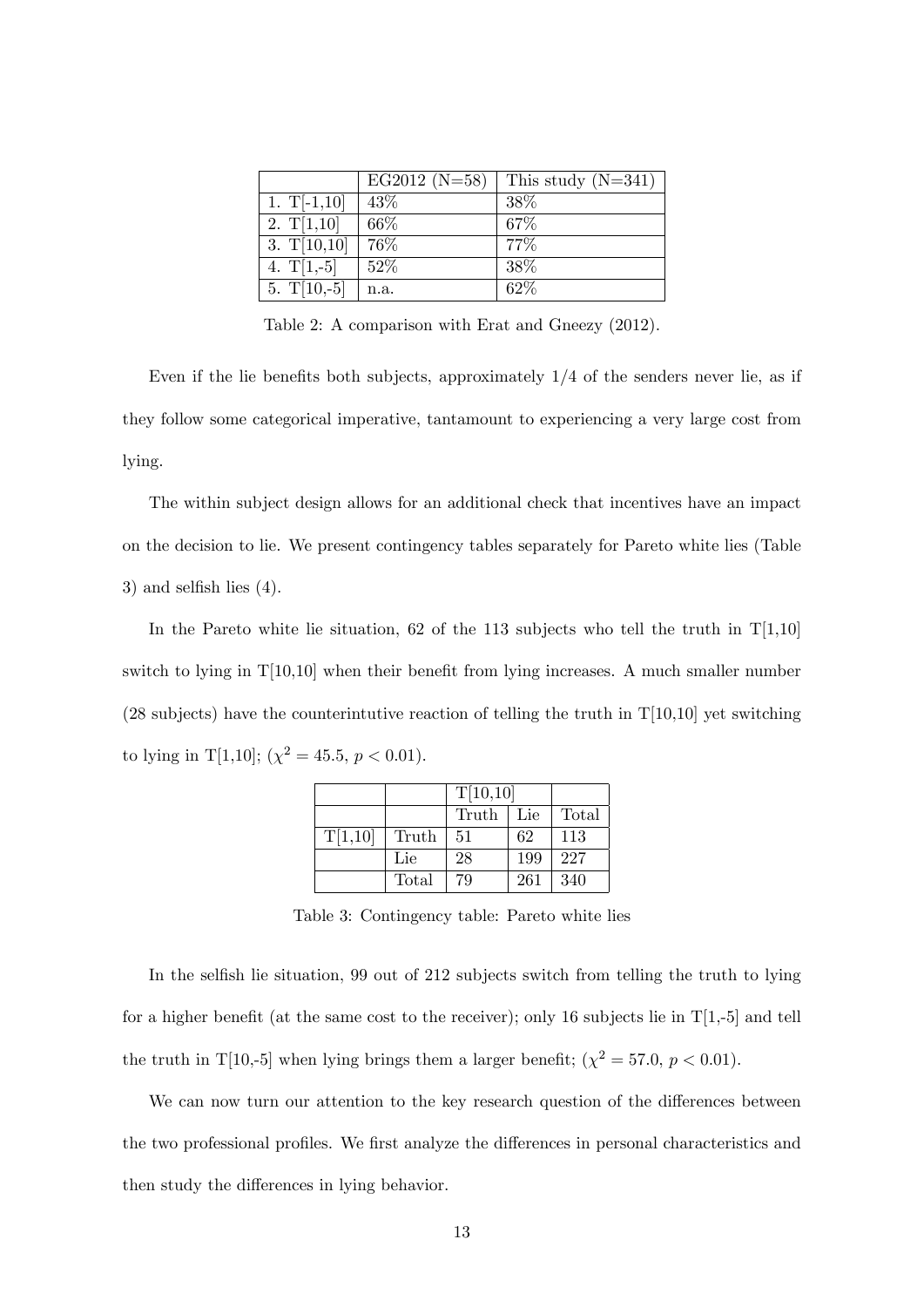|  | EG2012 (N=58) | This study (N=341) |
|---|---|---|
| 1. T[-1,10] | 43% | 38% |
| 2. T[1,10] | 66% | 67% |
| 3. T[10,10] | 76% | 77% |
| 4. T[1,-5] | 52% | 38% |
| 5. T[10,-5] | n.a. | 62% |

Table 2: A comparison with Erat and Gneezy (2012).

Even if the lie benefits both subjects, approximately 1/4 of the senders never lie, as if they follow some categorical imperative, tantamount to experiencing a very large cost from lying.

The within subject design allows for an additional check that incentives have an impact on the decision to lie. We present contingency tables separately for Pareto white lies (Table 3) and selfish lies (4).

In the Pareto white lie situation, 62 of the 113 subjects who tell the truth in T[1,10] switch to lying in T[10,10] when their benefit from lying increases. A much smaller number (28 subjects) have the counterintutive reaction of telling the truth in T[10,10] yet switching to lying in T[1,10]; ($\chi^2 = 45.5$, $p < 0.01$).

|  |  | T[10,10] |  |  |
|---|---|---|---|---|
|  |  | Truth | Lie | Total |
| T[1,10] | Truth | 51 | 62 | 113 |
|  | Lie | 28 | 199 | 227 |
|  | Total | 79 | 261 | 340 |

Table 3: Contingency table: Pareto white lies

In the selfish lie situation, 99 out of 212 subjects switch from telling the truth to lying for a higher benefit (at the same cost to the receiver); only 16 subjects lie in T[1,-5] and tell the truth in T[10,-5] when lying brings them a larger benefit; ($\chi^2 = 57.0$, $p < 0.01$).

We can now turn our attention to the key research question of the differences between the two professional profiles. We first analyze the differences in personal characteristics and then study the differences in lying behavior.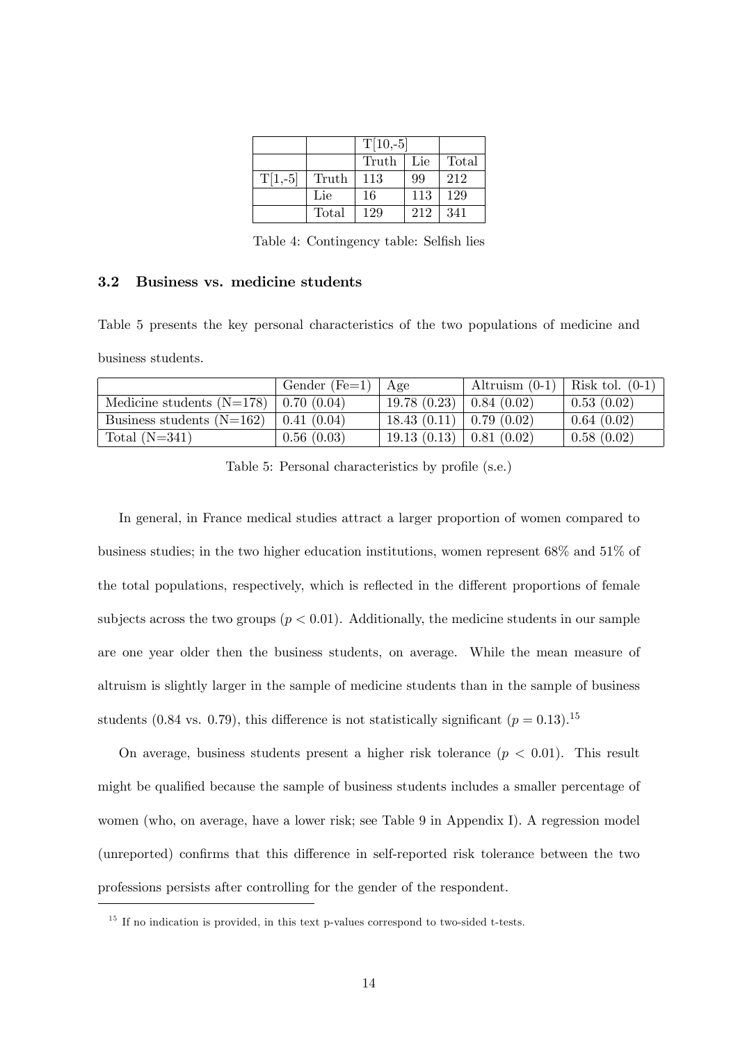| | | T[10,-5] | | |
|---|---|---|---|---|
| | | Truth | Lie | Total |
| T[1,-5] | Truth | 113 | 99 | 212 |
| | Lie | 16 | 113 | 129 |
| | Total | 129 | 212 | 341 |

Table 4: Contingency table: Selfish lies

### 3.2 Business vs. medicine students

Table 5 presents the key personal characteristics of the two populations of medicine and business students.

| | Gender (Fe=1) | Age | Altruism (0-1) | Risk tol. (0-1) |
|---|---|---|---|---|
| Medicine students (N=178) | 0.70 (0.04) | 19.78 (0.23) | 0.84 (0.02) | 0.53 (0.02) |
| Business students (N=162) | 0.41 (0.04) | 18.43 (0.11) | 0.79 (0.02) | 0.64 (0.02) |
| Total (N=341) | 0.56 (0.03) | 19.13 (0.13) | 0.81 (0.02) | 0.58 (0.02) |

Table 5: Personal characteristics by profile (s.e.)

In general, in France medical studies attract a larger proportion of women compared to business studies; in the two higher education institutions, women represent 68% and 51% of the total populations, respectively, which is reflected in the different proportions of female subjects across the two groups ($p < 0.01$). Additionally, the medicine students in our sample are one year older then the business students, on average. While the mean measure of altruism is slightly larger in the sample of medicine students than in the sample of business students (0.84 vs. 0.79), this difference is not statistically significant ($p = 0.13$).[15]

On average, business students present a higher risk tolerance ($p < 0.01$). This result might be qualified because the sample of business students includes a smaller percentage of women (who, on average, have a lower risk; see Table 9 in Appendix I). A regression model (unreported) confirms that this difference in self-reported risk tolerance between the two professions persists after controlling for the gender of the respondent.

[15] If no indication is provided, in this text p-values correspond to two-sided t-tests.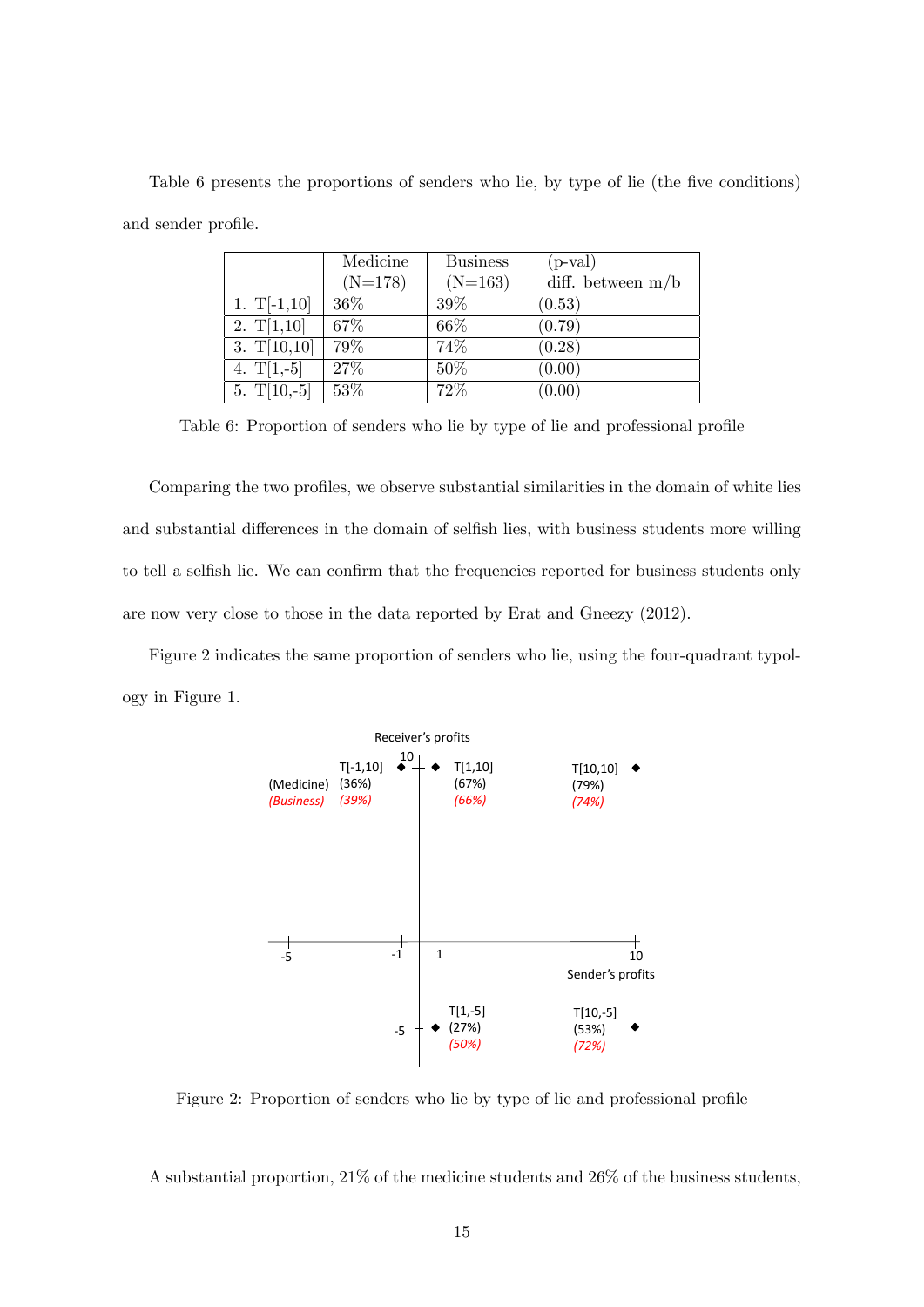Table 6 presents the proportions of senders who lie, by type of lie (the five conditions) and sender profile.

| | Medicine (N=178) | Business (N=163) | (p-val) diff. between m/b |
|---|---|---|---|
| 1. T[-1,10] | 36% | 39% | (0.53) |
| 2. T[1,10] | 67% | 66% | (0.79) |
| 3. T[10,10] | 79% | 74% | (0.28) |
| 4. T[1,-5] | 27% | 50% | (0.00) |
| 5. T[10,-5] | 53% | 72% | (0.00) |

Table 6: Proportion of senders who lie by type of lie and professional profile

Comparing the two profiles, we observe substantial similarities in the domain of white lies and substantial differences in the domain of selfish lies, with business students more willing to tell a selfish lie. We can confirm that the frequencies reported for business students only are now very close to those in the data reported by Erat and Gneezy (2012).

Figure 2 indicates the same proportion of senders who lie, using the four-quadrant typology in Figure 1.

Figure 2: Proportion of senders who lie by type of lie and professional profile

A substantial proportion, 21% of the medicine students and 26% of the business students,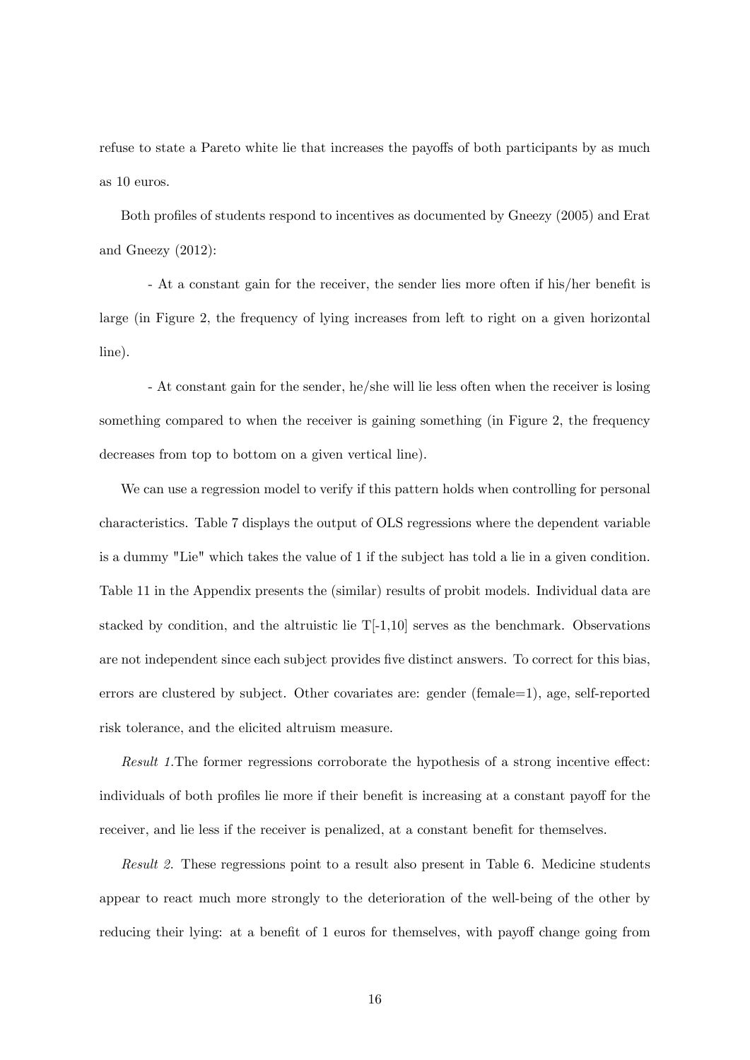refuse to state a Pareto white lie that increases the payoffs of both participants by as much as 10 euros.

Both profiles of students respond to incentives as documented by Gneezy (2005) and Erat and Gneezy (2012):

- At a constant gain for the receiver, the sender lies more often if his/her benefit is large (in Figure 2, the frequency of lying increases from left to right on a given horizontal line).

- At constant gain for the sender, he/she will lie less often when the receiver is losing something compared to when the receiver is gaining something (in Figure 2, the frequency decreases from top to bottom on a given vertical line).

We can use a regression model to verify if this pattern holds when controlling for personal characteristics. Table 7 displays the output of OLS regressions where the dependent variable is a dummy "Lie" which takes the value of 1 if the subject has told a lie in a given condition. Table 11 in the Appendix presents the (similar) results of probit models. Individual data are stacked by condition, and the altruistic lie T[-1,10] serves as the benchmark. Observations are not independent since each subject provides five distinct answers. To correct for this bias, errors are clustered by subject. Other covariates are: gender (female=1), age, self-reported risk tolerance, and the elicited altruism measure.

*Result 1.*The former regressions corroborate the hypothesis of a strong incentive effect: individuals of both profiles lie more if their benefit is increasing at a constant payoff for the receiver, and lie less if the receiver is penalized, at a constant benefit for themselves.

*Result 2.* These regressions point to a result also present in Table 6. Medicine students appear to react much more strongly to the deterioration of the well-being of the other by reducing their lying: at a benefit of 1 euros for themselves, with payoff change going from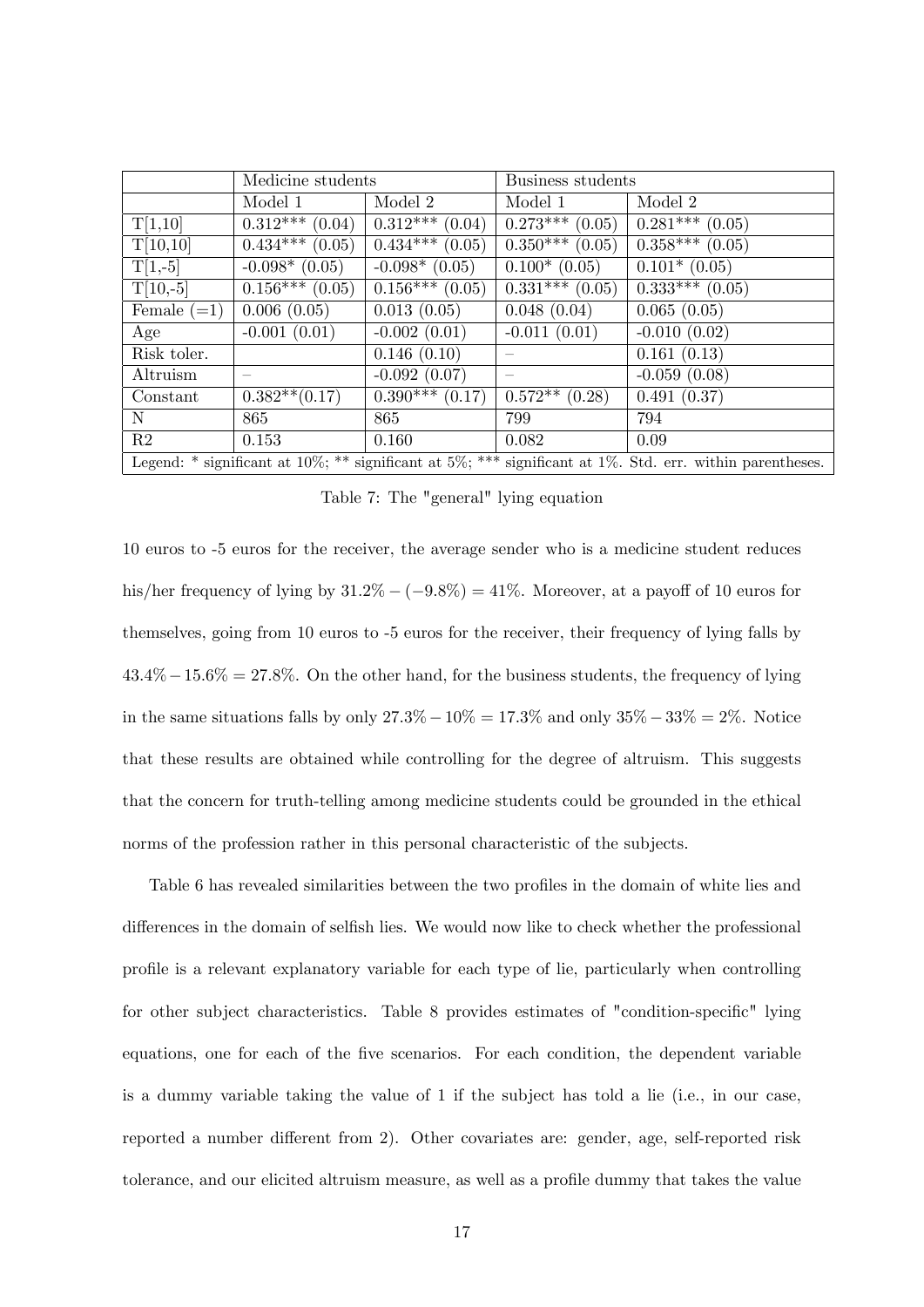| | Medicine students | | Business students | |
|---|---|---|---|---|
| | Model 1 | Model 2 | Model 1 | Model 2 |
| T[1,10] | 0.312*** (0.04) | 0.312*** (0.04) | 0.273*** (0.05) | 0.281*** (0.05) |
| T[10,10] | 0.434*** (0.05) | 0.434*** (0.05) | 0.350*** (0.05) | 0.358*** (0.05) |
| T[1,-5] | -0.098* (0.05) | -0.098* (0.05) | 0.100* (0.05) | 0.101* (0.05) |
| T[10,-5] | 0.156*** (0.05) | 0.156*** (0.05) | 0.331*** (0.05) | 0.333*** (0.05) |
| Female (=1) | 0.006 (0.05) | 0.013 (0.05) | 0.048 (0.04) | 0.065 (0.05) |
| Age | -0.001 (0.01) | -0.002 (0.01) | -0.011 (0.01) | -0.010 (0.02) |
| Risk toler. | | 0.146 (0.10) | – | 0.161 (0.13) |
| Altruism | – | -0.092 (0.07) | – | -0.059 (0.08) |
| Constant | 0.382**(0.17) | 0.390*** (0.17) | 0.572** (0.28) | 0.491 (0.37) |
| N | 865 | 865 | 799 | 794 |
| R2 | 0.153 | 0.160 | 0.082 | 0.09 |
| Legend: * significant at 10%; ** significant at 5%; *** significant at 1%. Std. err. within parentheses. | | | | |

Table 7: The "general" lying equation

10 euros to -5 euros for the receiver, the average sender who is a medicine student reduces his/her frequency of lying by $31.2\% - (-9.8\%) = 41\%$. Moreover, at a payoff of 10 euros for themselves, going from 10 euros to -5 euros for the receiver, their frequency of lying falls by $43.4\% - 15.6\% = 27.8\%$. On the other hand, for the business students, the frequency of lying in the same situations falls by only $27.3\% - 10\% = 17.3\%$ and only $35\% - 33\% = 2\%$. Notice that these results are obtained while controlling for the degree of altruism. This suggests that the concern for truth-telling among medicine students could be grounded in the ethical norms of the profession rather in this personal characteristic of the subjects.

Table 6 has revealed similarities between the two profiles in the domain of white lies and differences in the domain of selfish lies. We would now like to check whether the professional profile is a relevant explanatory variable for each type of lie, particularly when controlling for other subject characteristics. Table 8 provides estimates of "condition-specific" lying equations, one for each of the five scenarios. For each condition, the dependent variable is a dummy variable taking the value of 1 if the subject has told a lie (i.e., in our case, reported a number different from 2). Other covariates are: gender, age, self-reported risk tolerance, and our elicited altruism measure, as well as a profile dummy that takes the value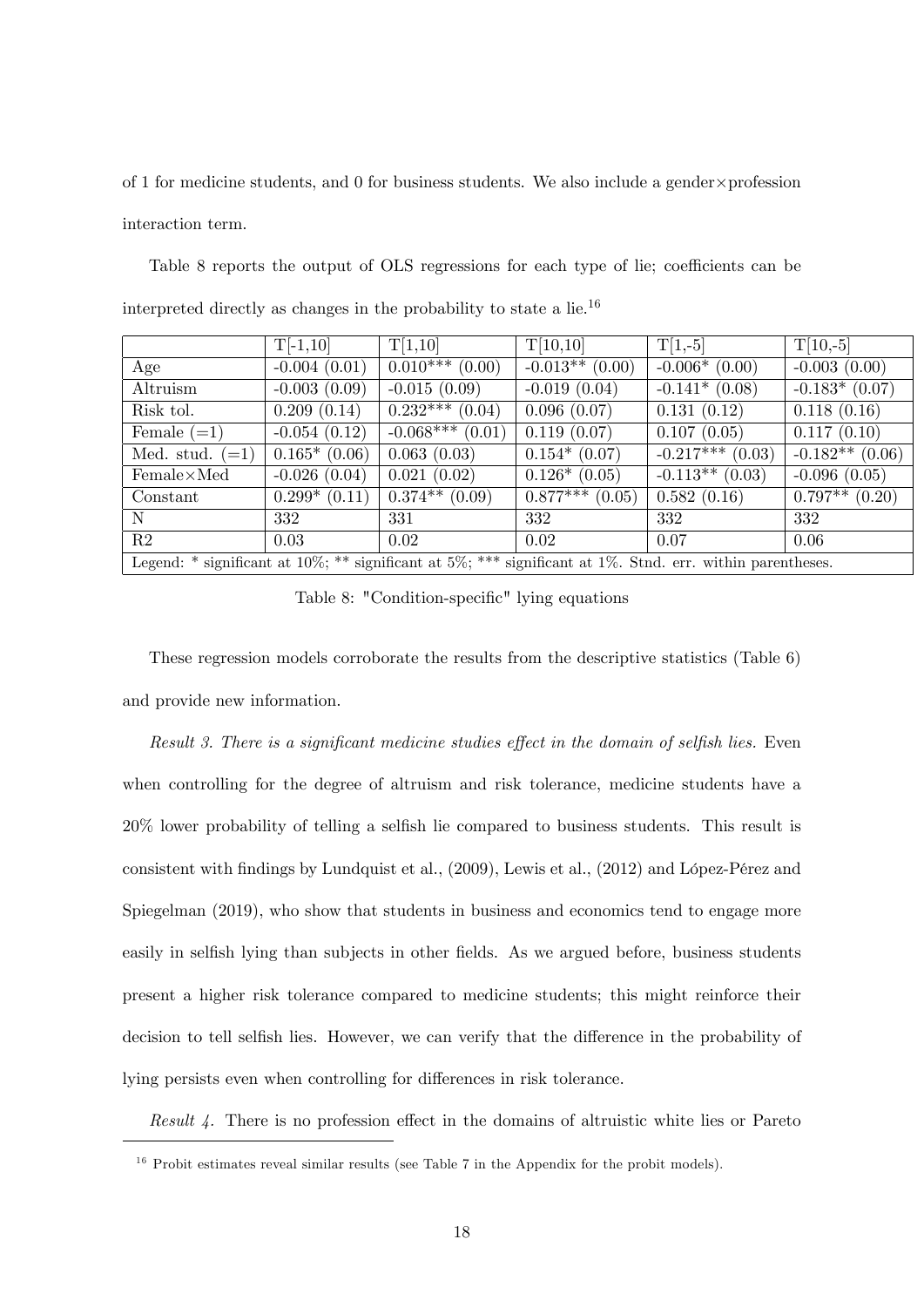of 1 for medicine students, and 0 for business students. We also include a gender×profession interaction term.

Table 8 reports the output of OLS regressions for each type of lie; coefficients can be interpreted directly as changes in the probability to state a lie.[16]

| | T[-1,10] | T[1,10] | T[10,10] | T[1,-5] | T[10,-5] |
|---|---|---|---|---|---|
| Age | -0.004 (0.01) | 0.010*** (0.00) | -0.013** (0.00) | -0.006* (0.00) | -0.003 (0.00) |
| Altruism | -0.003 (0.09) | -0.015 (0.09) | -0.019 (0.04) | -0.141* (0.08) | -0.183* (0.07) |
| Risk tol. | 0.209 (0.14) | 0.232*** (0.04) | 0.096 (0.07) | 0.131 (0.12) | 0.118 (0.16) |
| Female (=1) | -0.054 (0.12) | -0.068*** (0.01) | 0.119 (0.07) | 0.107 (0.05) | 0.117 (0.10) |
| Med. stud. (=1) | 0.165* (0.06) | 0.063 (0.03) | 0.154* (0.07) | -0.217*** (0.03) | -0.182** (0.06) |
| Female×Med | -0.026 (0.04) | 0.021 (0.02) | 0.126* (0.05) | -0.113** (0.03) | -0.096 (0.05) |
| Constant | 0.299* (0.11) | 0.374** (0.09) | 0.877*** (0.05) | 0.582 (0.16) | 0.797** (0.20) |
| N | 332 | 331 | 332 | 332 | 332 |
| R2 | 0.03 | 0.02 | 0.02 | 0.07 | 0.06 |
| Legend: * significant at 10%; ** significant at 5%; *** significant at 1%. Stnd. err. within parentheses. | | | | | |

Table 8: "Condition-specific" lying equations

These regression models corroborate the results from the descriptive statistics (Table 6) and provide new information.

*Result 3. There is a significant medicine studies effect in the domain of selfish lies.* Even when controlling for the degree of altruism and risk tolerance, medicine students have a 20% lower probability of telling a selfish lie compared to business students. This result is consistent with findings by Lundquist et al., (2009), Lewis et al., (2012) and López-Pérez and Spiegelman (2019), who show that students in business and economics tend to engage more easily in selfish lying than subjects in other fields. As we argued before, business students present a higher risk tolerance compared to medicine students; this might reinforce their decision to tell selfish lies. However, we can verify that the difference in the probability of lying persists even when controlling for differences in risk tolerance.

*Result 4.* There is no profession effect in the domains of altruistic white lies or Pareto

[16] Probit estimates reveal similar results (see Table 7 in the Appendix for the probit models).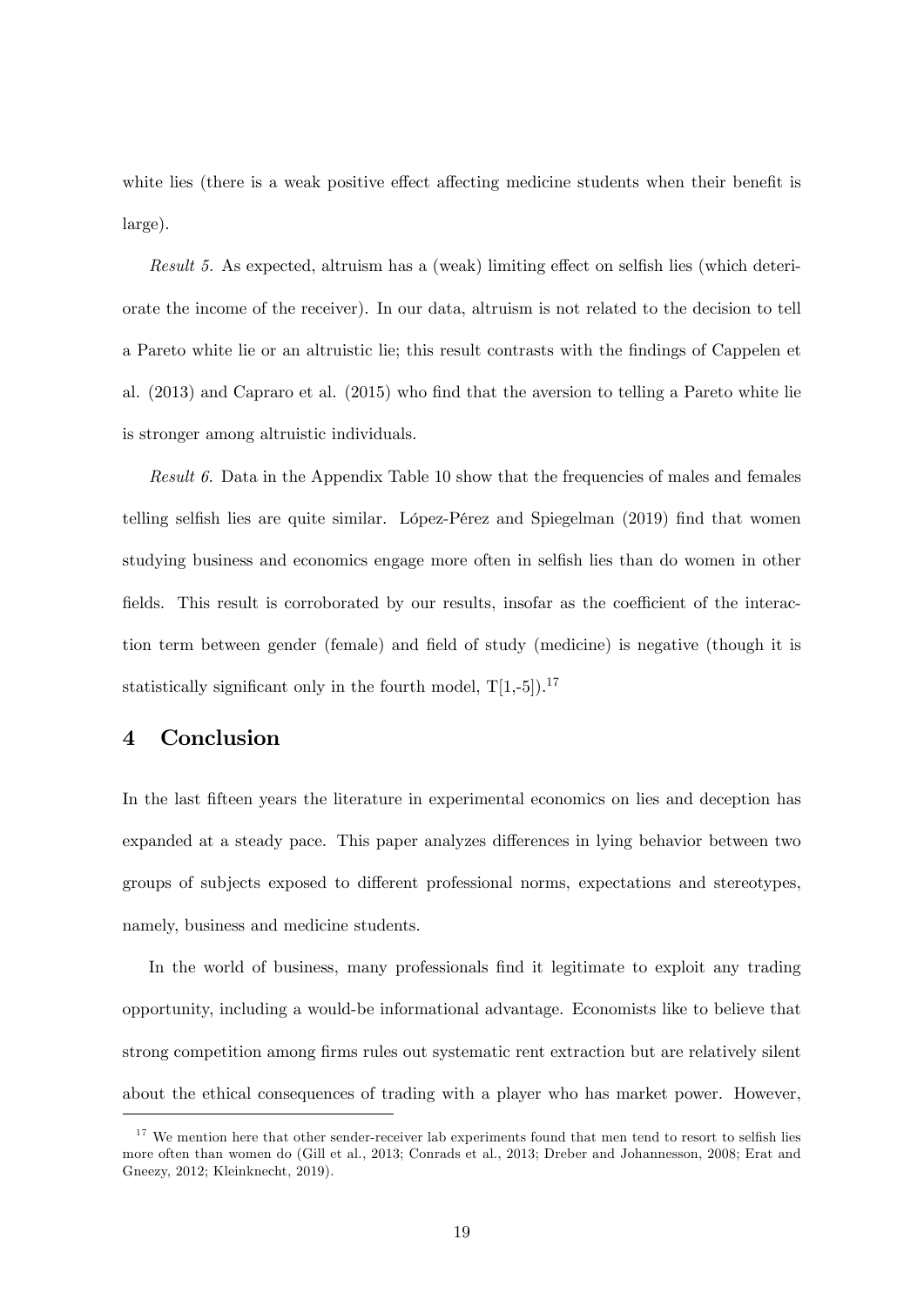white lies (there is a weak positive effect affecting medicine students when their benefit is large).

*Result 5.* As expected, altruism has a (weak) limiting effect on selfish lies (which deteriorate the income of the receiver). In our data, altruism is not related to the decision to tell a Pareto white lie or an altruistic lie; this result contrasts with the findings of Cappelen et al. (2013) and Capraro et al. (2015) who find that the aversion to telling a Pareto white lie is stronger among altruistic individuals.

*Result 6.* Data in the Appendix Table 10 show that the frequencies of males and females telling selfish lies are quite similar. López-Pérez and Spiegelman (2019) find that women studying business and economics engage more often in selfish lies than do women in other fields. This result is corroborated by our results, insofar as the coefficient of the interaction term between gender (female) and field of study (medicine) is negative (though it is statistically significant only in the fourth model, T[1,-5]).[17]

## 4 Conclusion

In the last fifteen years the literature in experimental economics on lies and deception has expanded at a steady pace. This paper analyzes differences in lying behavior between two groups of subjects exposed to different professional norms, expectations and stereotypes, namely, business and medicine students.

In the world of business, many professionals find it legitimate to exploit any trading opportunity, including a would-be informational advantage. Economists like to believe that strong competition among firms rules out systematic rent extraction but are relatively silent about the ethical consequences of trading with a player who has market power. However,

[17] We mention here that other sender-receiver lab experiments found that men tend to resort to selfish lies more often than women do (Gill et al., 2013; Conrads et al., 2013; Dreber and Johannesson, 2008; Erat and Gneezy, 2012; Kleinknecht, 2019).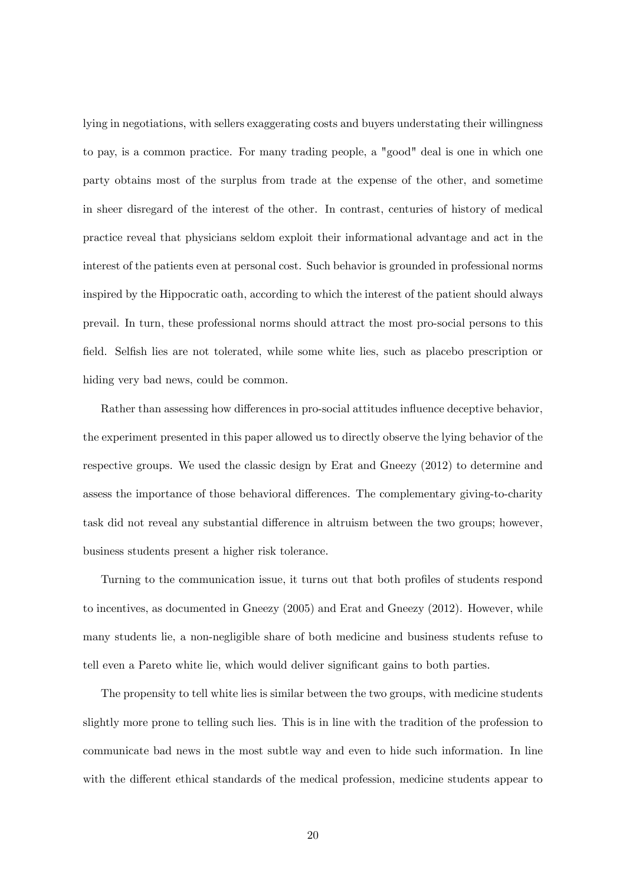lying in negotiations, with sellers exaggerating costs and buyers understating their willingness to pay, is a common practice. For many trading people, a "good" deal is one in which one party obtains most of the surplus from trade at the expense of the other, and sometime in sheer disregard of the interest of the other. In contrast, centuries of history of medical practice reveal that physicians seldom exploit their informational advantage and act in the interest of the patients even at personal cost. Such behavior is grounded in professional norms inspired by the Hippocratic oath, according to which the interest of the patient should always prevail. In turn, these professional norms should attract the most pro-social persons to this field. Selfish lies are not tolerated, while some white lies, such as placebo prescription or hiding very bad news, could be common.

Rather than assessing how differences in pro-social attitudes influence deceptive behavior, the experiment presented in this paper allowed us to directly observe the lying behavior of the respective groups. We used the classic design by Erat and Gneezy (2012) to determine and assess the importance of those behavioral differences. The complementary giving-to-charity task did not reveal any substantial difference in altruism between the two groups; however, business students present a higher risk tolerance.

Turning to the communication issue, it turns out that both profiles of students respond to incentives, as documented in Gneezy (2005) and Erat and Gneezy (2012). However, while many students lie, a non-negligible share of both medicine and business students refuse to tell even a Pareto white lie, which would deliver significant gains to both parties.

The propensity to tell white lies is similar between the two groups, with medicine students slightly more prone to telling such lies. This is in line with the tradition of the profession to communicate bad news in the most subtle way and even to hide such information. In line with the different ethical standards of the medical profession, medicine students appear to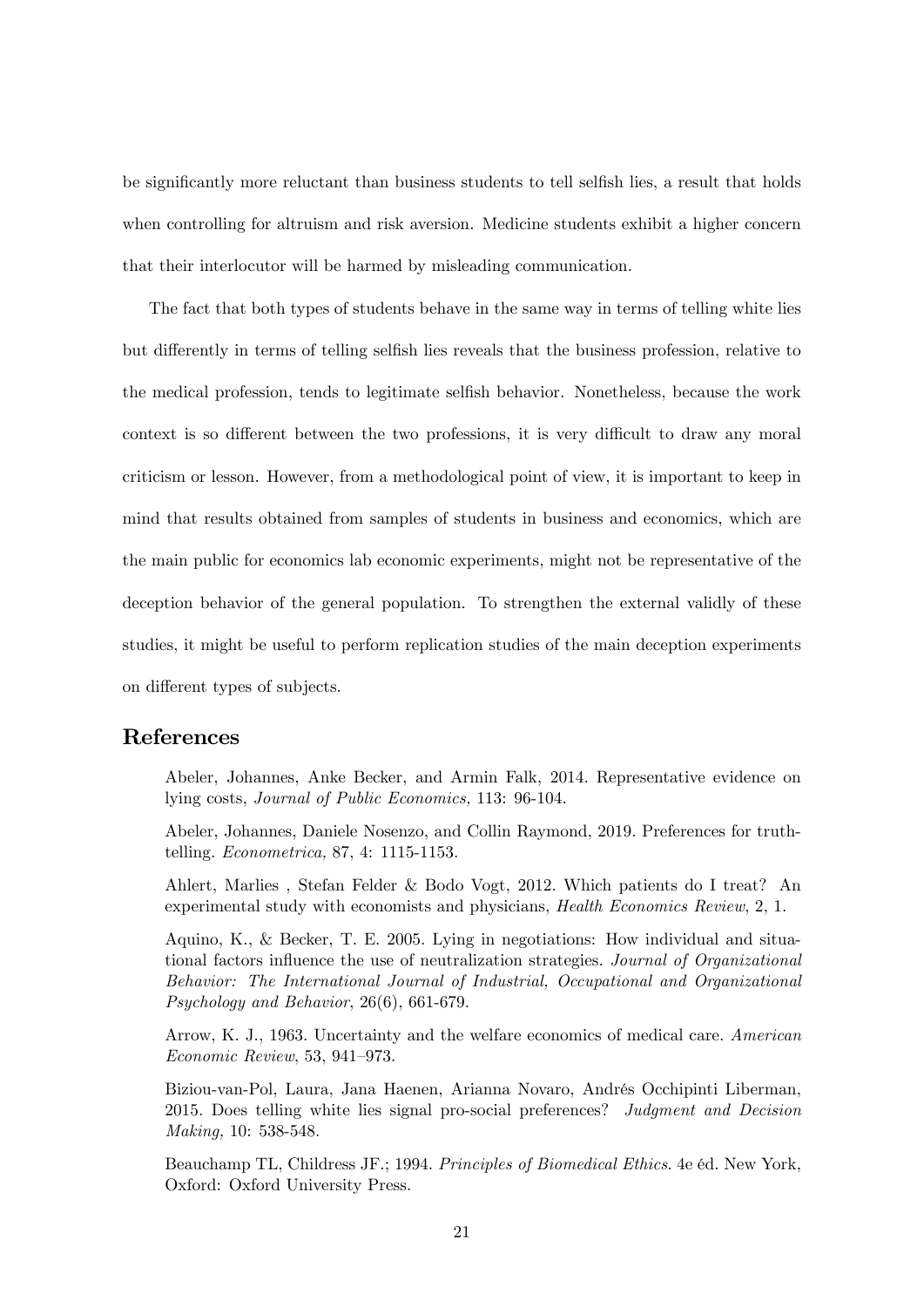be significantly more reluctant than business students to tell selfish lies, a result that holds when controlling for altruism and risk aversion. Medicine students exhibit a higher concern that their interlocutor will be harmed by misleading communication.

The fact that both types of students behave in the same way in terms of telling white lies but differently in terms of telling selfish lies reveals that the business profession, relative to the medical profession, tends to legitimate selfish behavior. Nonetheless, because the work context is so different between the two professions, it is very difficult to draw any moral criticism or lesson. However, from a methodological point of view, it is important to keep in mind that results obtained from samples of students in business and economics, which are the main public for economics lab economic experiments, might not be representative of the deception behavior of the general population. To strengthen the external validly of these studies, it might be useful to perform replication studies of the main deception experiments on different types of subjects.

## References

Abeler, Johannes, Anke Becker, and Armin Falk, 2014. Representative evidence on lying costs, *Journal of Public Economics,* 113: 96-104.

Abeler, Johannes, Daniele Nosenzo, and Collin Raymond, 2019. Preferences for truth-telling. *Econometrica,* 87, 4: 1115-1153.

Ahlert, Marlies , Stefan Felder & Bodo Vogt, 2012. Which patients do I treat? An experimental study with economists and physicians, *Health Economics Review*, 2, 1.

Aquino, K., & Becker, T. E. 2005. Lying in negotiations: How individual and situational factors influence the use of neutralization strategies. *Journal of Organizational Behavior: The International Journal of Industrial, Occupational and Organizational Psychology and Behavior*, 26(6), 661-679.

Arrow, K. J., 1963. Uncertainty and the welfare economics of medical care. *American Economic Review*, 53, 941–973.

Biziou-van-Pol, Laura, Jana Haenen, Arianna Novaro, Andrés Occhipinti Liberman, 2015. Does telling white lies signal pro-social preferences? *Judgment and Decision Making,* 10: 538-548.

Beauchamp TL, Childress JF.; 1994. *Principles of Biomedical Ethics*. 4e éd. New York, Oxford: Oxford University Press.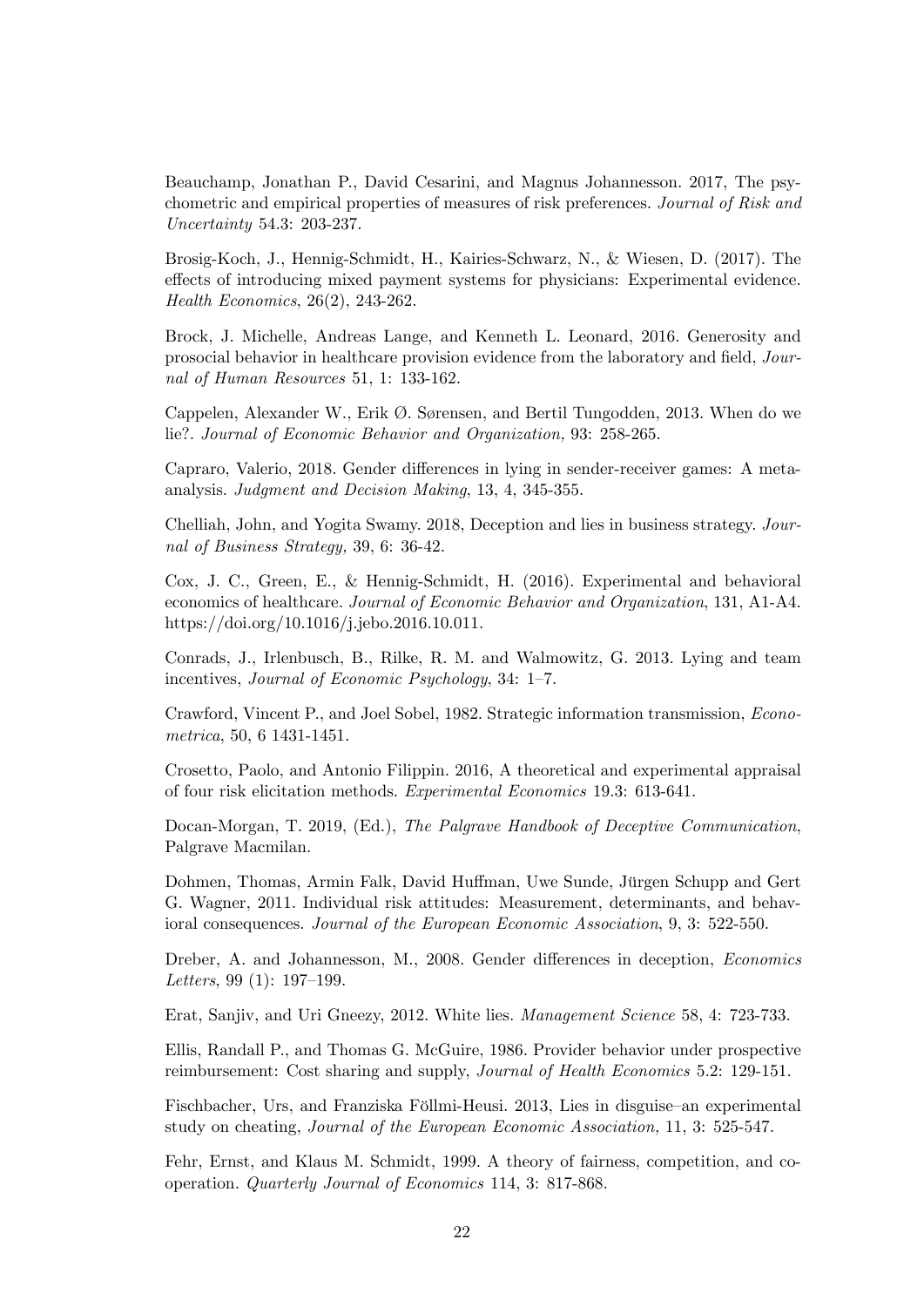Beauchamp, Jonathan P., David Cesarini, and Magnus Johannesson. 2017, The psychometric and empirical properties of measures of risk preferences. *Journal of Risk and Uncertainty* 54.3: 203-237.

Brosig-Koch, J., Hennig-Schmidt, H., Kairies-Schwarz, N., & Wiesen, D. (2017). The effects of introducing mixed payment systems for physicians: Experimental evidence. *Health Economics*, 26(2), 243-262.

Brock, J. Michelle, Andreas Lange, and Kenneth L. Leonard, 2016. Generosity and prosocial behavior in healthcare provision evidence from the laboratory and field, *Journal of Human Resources* 51, 1: 133-162.

Cappelen, Alexander W., Erik Ø. Sørensen, and Bertil Tungodden, 2013. When do we lie?. *Journal of Economic Behavior and Organization,* 93: 258-265.

Capraro, Valerio, 2018. Gender differences in lying in sender-receiver games: A meta-analysis. *Judgment and Decision Making*, 13, 4, 345-355.

Chelliah, John, and Yogita Swamy. 2018, Deception and lies in business strategy. *Journal of Business Strategy,* 39, 6: 36-42.

Cox, J. C., Green, E., & Hennig-Schmidt, H. (2016). Experimental and behavioral economics of healthcare. *Journal of Economic Behavior and Organization*, 131, A1-A4. https://doi.org/10.1016/j.jebo.2016.10.011.

Conrads, J., Irlenbusch, B., Rilke, R. M. and Walmowitz, G. 2013. Lying and team incentives, *Journal of Economic Psychology*, 34: 1–7.

Crawford, Vincent P., and Joel Sobel, 1982. Strategic information transmission, *Econometrica*, 50, 6 1431-1451.

Crosetto, Paolo, and Antonio Filippin. 2016, A theoretical and experimental appraisal of four risk elicitation methods. *Experimental Economics* 19.3: 613-641.

Docan-Morgan, T. 2019, (Ed.), *The Palgrave Handbook of Deceptive Communication*, Palgrave Macmilan.

Dohmen, Thomas, Armin Falk, David Huffman, Uwe Sunde, Jürgen Schupp and Gert G. Wagner, 2011. Individual risk attitudes: Measurement, determinants, and behavioral consequences. *Journal of the European Economic Association*, 9, 3: 522-550.

Dreber, A. and Johannesson, M., 2008. Gender differences in deception, *Economics Letters*, 99 (1): 197–199.

Erat, Sanjiv, and Uri Gneezy, 2012. White lies. *Management Science* 58, 4: 723-733.

Ellis, Randall P., and Thomas G. McGuire, 1986. Provider behavior under prospective reimbursement: Cost sharing and supply, *Journal of Health Economics* 5.2: 129-151.

Fischbacher, Urs, and Franziska Föllmi-Heusi. 2013, Lies in disguise–an experimental study on cheating, *Journal of the European Economic Association,* 11, 3: 525-547.

Fehr, Ernst, and Klaus M. Schmidt, 1999. A theory of fairness, competition, and cooperation. *Quarterly Journal of Economics* 114, 3: 817-868.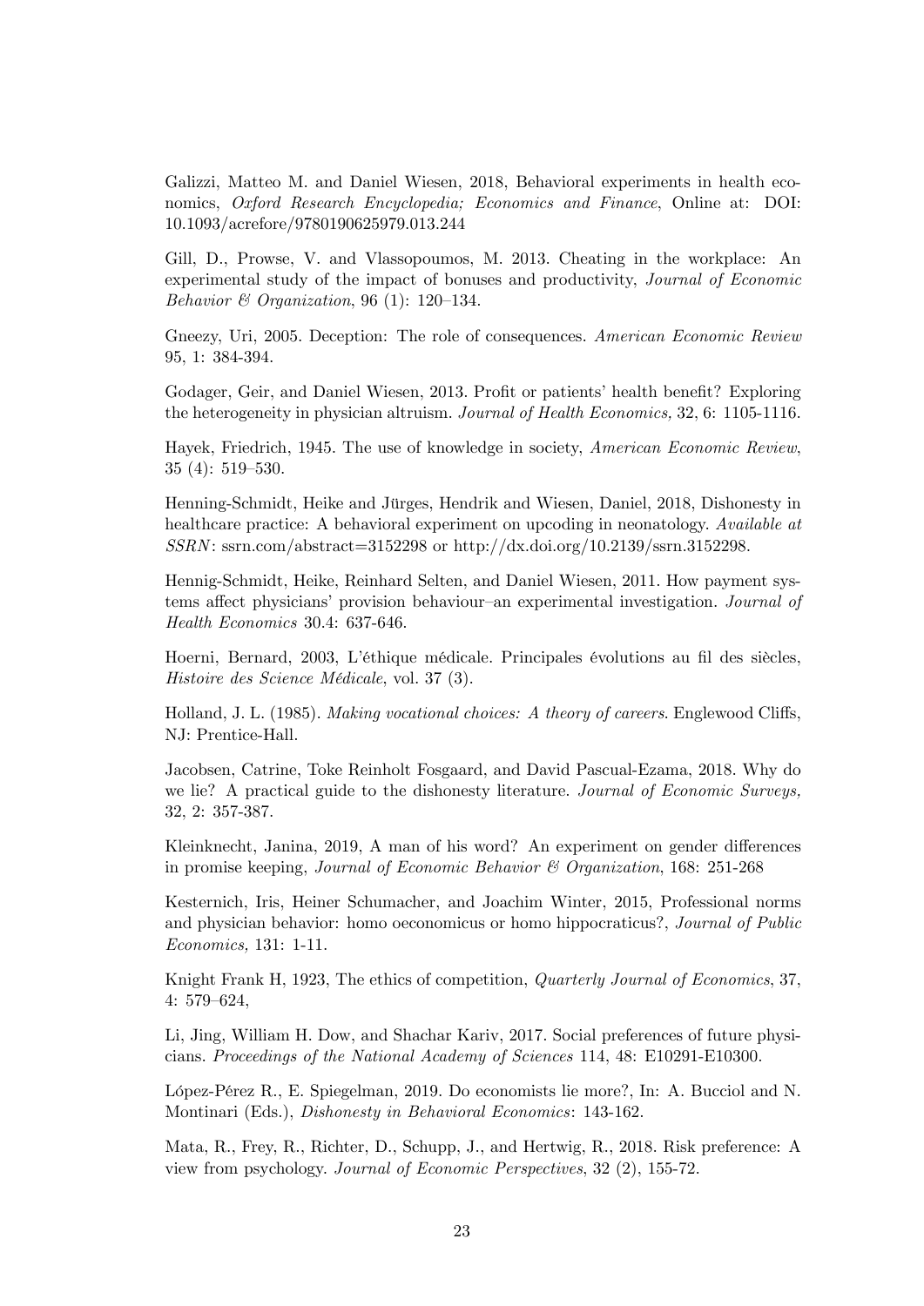Galizzi, Matteo M. and Daniel Wiesen, 2018, Behavioral experiments in health economics, *Oxford Research Encyclopedia; Economics and Finance*, Online at: DOI: 10.1093/acrefore/9780190625979.013.244

Gill, D., Prowse, V. and Vlassopoumos, M. 2013. Cheating in the workplace: An experimental study of the impact of bonuses and productivity, *Journal of Economic Behavior & Organization*, 96 (1): 120–134.

Gneezy, Uri, 2005. Deception: The role of consequences. *American Economic Review* 95, 1: 384-394.

Godager, Geir, and Daniel Wiesen, 2013. Profit or patients' health benefit? Exploring the heterogeneity in physician altruism. *Journal of Health Economics,* 32, 6: 1105-1116.

Hayek, Friedrich, 1945. The use of knowledge in society, *American Economic Review*, 35 (4): 519–530.

Henning-Schmidt, Heike and Jürges, Hendrik and Wiesen, Daniel, 2018, Dishonesty in healthcare practice: A behavioral experiment on upcoding in neonatology. *Available at SSRN*: ssrn.com/abstract=3152298 or http://dx.doi.org/10.2139/ssrn.3152298.

Hennig-Schmidt, Heike, Reinhard Selten, and Daniel Wiesen, 2011. How payment systems affect physicians' provision behaviour–an experimental investigation. *Journal of Health Economics* 30.4: 637-646.

Hoerni, Bernard, 2003, L'éthique médicale. Principales évolutions au fil des siècles, *Histoire des Science Médicale*, vol. 37 (3).

Holland, J. L. (1985). *Making vocational choices: A theory of careers*. Englewood Cliffs, NJ: Prentice-Hall.

Jacobsen, Catrine, Toke Reinholt Fosgaard, and David Pascual-Ezama, 2018. Why do we lie? A practical guide to the dishonesty literature. *Journal of Economic Surveys,* 32, 2: 357-387.

Kleinknecht, Janina, 2019, A man of his word? An experiment on gender differences in promise keeping, *Journal of Economic Behavior & Organization*, 168: 251-268

Kesternich, Iris, Heiner Schumacher, and Joachim Winter, 2015, Professional norms and physician behavior: homo oeconomicus or homo hippocraticus?, *Journal of Public Economics,* 131: 1-11.

Knight Frank H, 1923, The ethics of competition, *Quarterly Journal of Economics*, 37, 4: 579–624,

Li, Jing, William H. Dow, and Shachar Kariv, 2017. Social preferences of future physicians. *Proceedings of the National Academy of Sciences* 114, 48: E10291-E10300.

López-Pérez R., E. Spiegelman, 2019. Do economists lie more?, In: A. Bucciol and N. Montinari (Eds.), *Dishonesty in Behavioral Economics*: 143-162.

Mata, R., Frey, R., Richter, D., Schupp, J., and Hertwig, R., 2018. Risk preference: A view from psychology. *Journal of Economic Perspectives*, 32 (2), 155-72.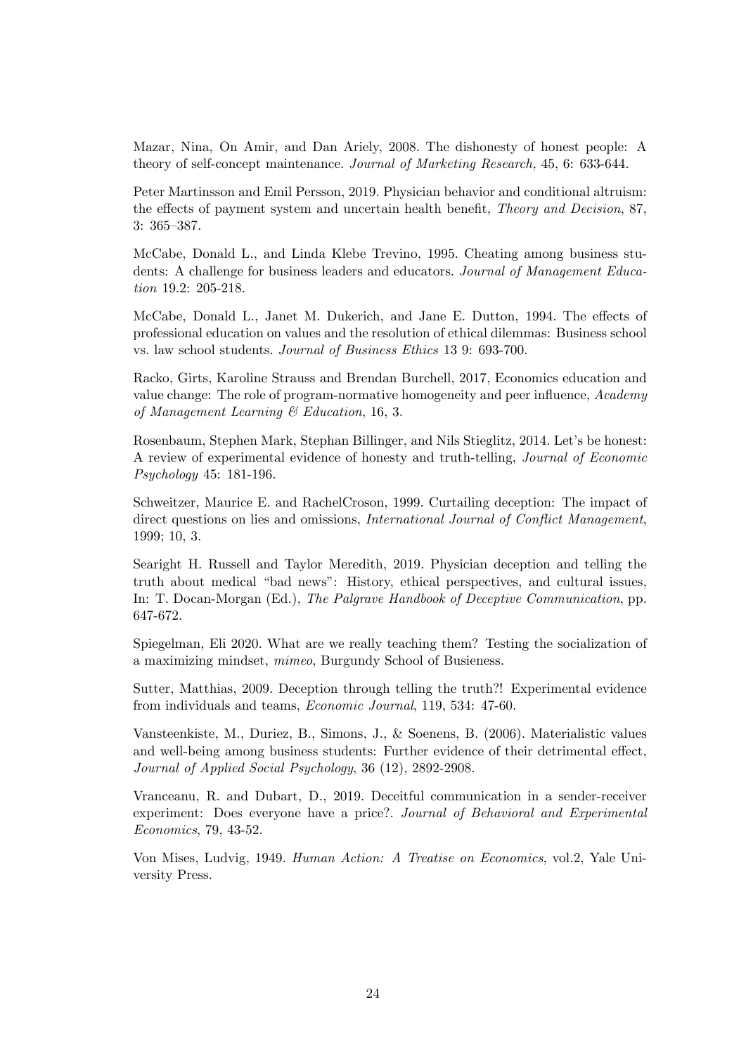Mazar, Nina, On Amir, and Dan Ariely, 2008. The dishonesty of honest people: A theory of self-concept maintenance. *Journal of Marketing Research,* 45, 6: 633-644.

Peter Martinsson and Emil Persson, 2019. Physician behavior and conditional altruism: the effects of payment system and uncertain health benefit, *Theory and Decision*, 87, 3: 365–387.

McCabe, Donald L., and Linda Klebe Trevino, 1995. Cheating among business students: A challenge for business leaders and educators. *Journal of Management Education* 19.2: 205-218.

McCabe, Donald L., Janet M. Dukerich, and Jane E. Dutton, 1994. The effects of professional education on values and the resolution of ethical dilemmas: Business school vs. law school students. *Journal of Business Ethics* 13 9: 693-700.

Racko, Girts, Karoline Strauss and Brendan Burchell, 2017, Economics education and value change: The role of program-normative homogeneity and peer influence, *Academy of Management Learning & Education*, 16, 3.

Rosenbaum, Stephen Mark, Stephan Billinger, and Nils Stieglitz, 2014. Let's be honest: A review of experimental evidence of honesty and truth-telling, *Journal of Economic Psychology* 45: 181-196.

Schweitzer, Maurice E. and RachelCroson, 1999. Curtailing deception: The impact of direct questions on lies and omissions, *International Journal of Conflict Management*, 1999; 10, 3.

Searight H. Russell and Taylor Meredith, 2019. Physician deception and telling the truth about medical "bad news": History, ethical perspectives, and cultural issues, In: T. Docan-Morgan (Ed.), *The Palgrave Handbook of Deceptive Communication*, pp. 647-672.

Spiegelman, Eli 2020. What are we really teaching them? Testing the socialization of a maximizing mindset, *mimeo*, Burgundy School of Busieness.

Sutter, Matthias, 2009. Deception through telling the truth?! Experimental evidence from individuals and teams, *Economic Journal*, 119, 534: 47-60.

Vansteenkiste, M., Duriez, B., Simons, J., & Soenens, B. (2006). Materialistic values and well-being among business students: Further evidence of their detrimental effect, *Journal of Applied Social Psychology*, 36 (12), 2892-2908.

Vranceanu, R. and Dubart, D., 2019. Deceitful communication in a sender-receiver experiment: Does everyone have a price?. *Journal of Behavioral and Experimental Economics*, 79, 43-52.

Von Mises, Ludvig, 1949. *Human Action: A Treatise on Economics*, vol.2, Yale University Press.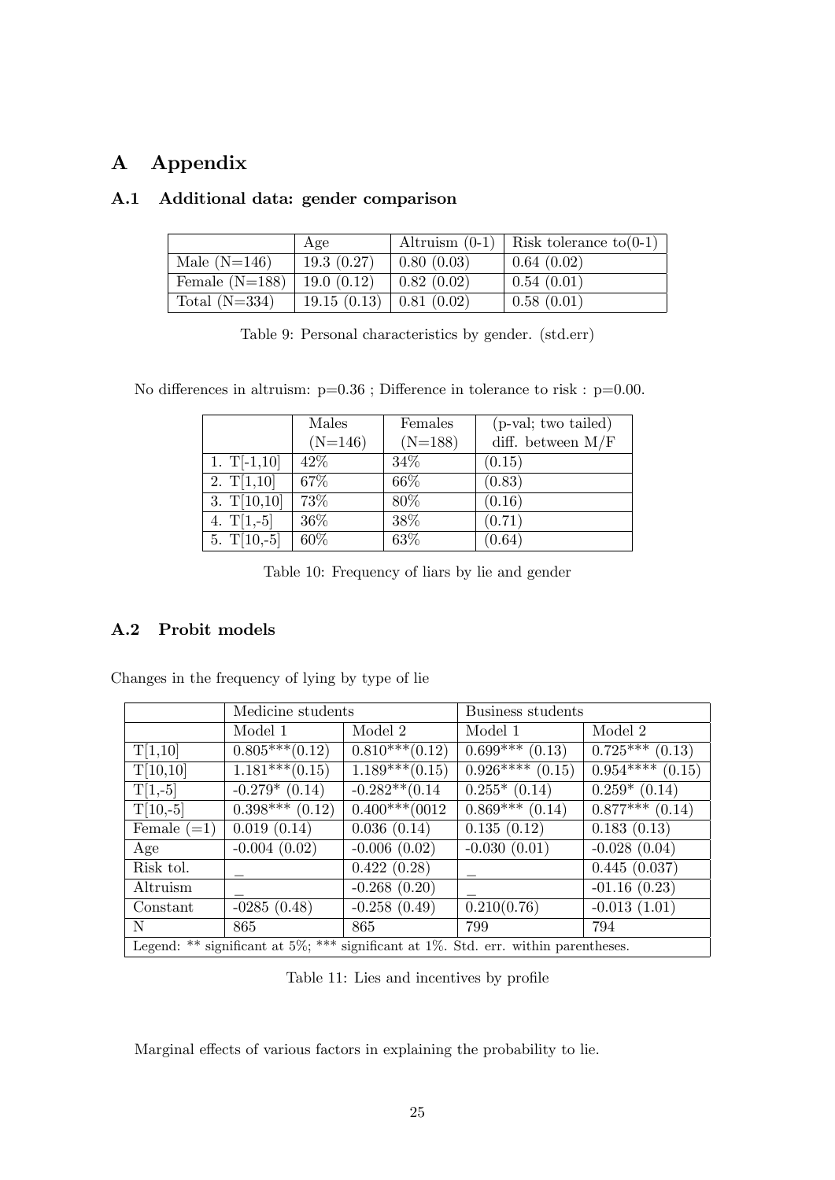# A Appendix

## A.1 Additional data: gender comparison

| | Age | Altruism (0-1) | Risk tolerance to(0-1) |
|---|---|---|---|
| Male (N=146) | 19.3 (0.27) | 0.80 (0.03) | 0.64 (0.02) |
| Female (N=188) | 19.0 (0.12) | 0.82 (0.02) | 0.54 (0.01) |
| Total (N=334) | 19.15 (0.13) | 0.81 (0.02) | 0.58 (0.01) |

Table 9: Personal characteristics by gender. (std.err)

No differences in altruism: p=0.36 ; Difference in tolerance to risk : p=0.00.

| | Males (N=146) | Females (N=188) | (p-val; two tailed) diff. between M/F |
|---|---|---|---|
| 1. T[-1,10] | 42% | 34% | (0.15) |
| 2. T[1,10] | 67% | 66% | (0.83) |
| 3. T[10,10] | 73% | 80% | (0.16) |
| 4. T[1,-5] | 36% | 38% | (0.71) |
| 5. T[10,-5] | 60% | 63% | (0.64) |

Table 10: Frequency of liars by lie and gender

## A.2 Probit models

Changes in the frequency of lying by type of lie

| | Medicine students | | Business students | |
|---|---|---|---|---|
| | Model 1 | Model 2 | Model 1 | Model 2 |
| T[1,10] | 0.805***(0.12) | 0.810***(0.12) | 0.699*** (0.13) | 0.725*** (0.13) |
| T[10,10] | 1.181***(0.15) | 1.189***(0.15) | 0.926**** (0.15) | 0.954**** (0.15) |
| T[1,-5] | -0.279* (0.14) | -0.282**(0.14 | 0.255* (0.14) | 0.259* (0.14) |
| T[10,-5] | 0.398*** (0.12) | 0.400***(0012 | 0.869*** (0.14) | 0.877*** (0.14) |
| Female (=1) | 0.019 (0.14) | 0.036 (0.14) | 0.135 (0.12) | 0.183 (0.13) |
| Age | -0.004 (0.02) | -0.006 (0.02) | -0.030 (0.01) | -0.028 (0.04) |
| Risk tol. | _ | 0.422 (0.28) | _ | 0.445 (0.037) |
| Altruism | _ | -0.268 (0.20) | _ | -01.16 (0.23) |
| Constant | -0285 (0.48) | -0.258 (0.49) | 0.210(0.76) | -0.013 (1.01) |
| N | 865 | 865 | 799 | 794 |
| Legend: ** significant at 5%; *** significant at 1%. Std. err. within parentheses. | | | | |

Table 11: Lies and incentives by profile

Marginal effects of various factors in explaining the probability to lie.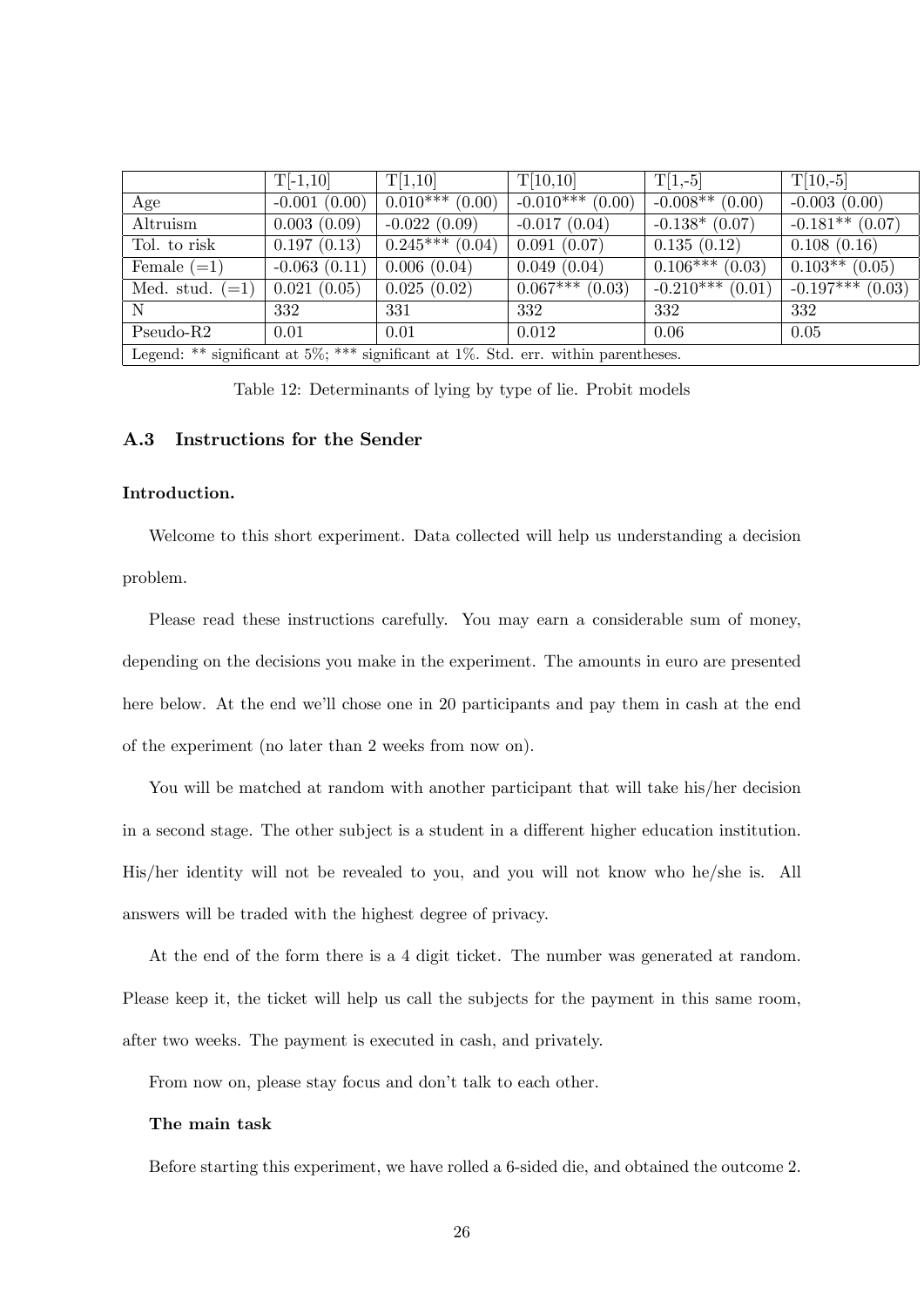| | T[-1,10] | T[1,10] | T[10,10] | T[1,-5] | T[10,-5] |
|---|---|---|---|---|---|
| Age | -0.001 (0.00) | 0.010*** (0.00) | -0.010*** (0.00) | -0.008** (0.00) | -0.003 (0.00) |
| Altruism | 0.003 (0.09) | -0.022 (0.09) | -0.017 (0.04) | -0.138* (0.07) | -0.181** (0.07) |
| Tol. to risk | 0.197 (0.13) | 0.245*** (0.04) | 0.091 (0.07) | 0.135 (0.12) | 0.108 (0.16) |
| Female (=1) | -0.063 (0.11) | 0.006 (0.04) | 0.049 (0.04) | 0.106*** (0.03) | 0.103** (0.05) |
| Med. stud. (=1) | 0.021 (0.05) | 0.025 (0.02) | 0.067*** (0.03) | -0.210*** (0.01) | -0.197*** (0.03) |
| N | 332 | 331 | 332 | 332 | 332 |
| Pseudo-R2 | 0.01 | 0.01 | 0.012 | 0.06 | 0.05 |
| Legend: ** significant at 5%; *** significant at 1%. Std. err. within parentheses. | | | | | |

Table 12: Determinants of lying by type of lie. Probit models

### A.3 Instructions for the Sender

#### Introduction.

Welcome to this short experiment. Data collected will help us understanding a decision problem.

Please read these instructions carefully. You may earn a considerable sum of money, depending on the decisions you make in the experiment. The amounts in euro are presented here below. At the end we'll chose one in 20 participants and pay them in cash at the end of the experiment (no later than 2 weeks from now on).

You will be matched at random with another participant that will take his/her decision in a second stage. The other subject is a student in a different higher education institution. His/her identity will not be revealed to you, and you will not know who he/she is. All answers will be traded with the highest degree of privacy.

At the end of the form there is a 4 digit ticket. The number was generated at random. Please keep it, the ticket will help us call the subjects for the payment in this same room, after two weeks. The payment is executed in cash, and privately.

From now on, please stay focus and don't talk to each other.

**The main task**

Before starting this experiment, we have rolled a 6-sided die, and obtained the outcome 2.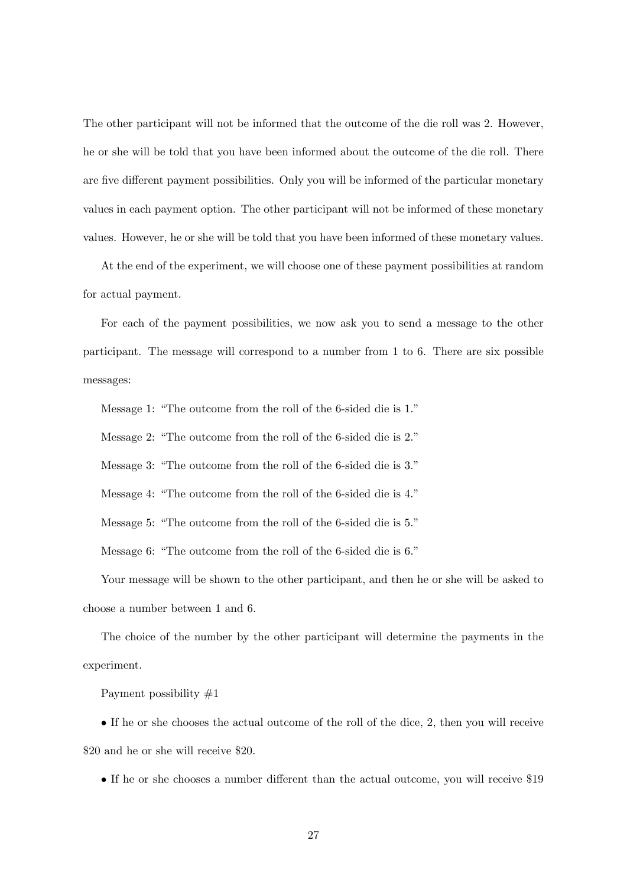The other participant will not be informed that the outcome of the die roll was 2. However, he or she will be told that you have been informed about the outcome of the die roll. There are five different payment possibilities. Only you will be informed of the particular monetary values in each payment option. The other participant will not be informed of these monetary values. However, he or she will be told that you have been informed of these monetary values.

At the end of the experiment, we will choose one of these payment possibilities at random for actual payment.

For each of the payment possibilities, we now ask you to send a message to the other participant. The message will correspond to a number from 1 to 6. There are six possible messages:

Message 1: "The outcome from the roll of the 6-sided die is 1."

Message 2: "The outcome from the roll of the 6-sided die is 2."

Message 3: "The outcome from the roll of the 6-sided die is 3."

Message 4: "The outcome from the roll of the 6-sided die is 4."

Message 5: "The outcome from the roll of the 6-sided die is 5."

Message 6: "The outcome from the roll of the 6-sided die is 6."

Your message will be shown to the other participant, and then he or she will be asked to choose a number between 1 and 6.

The choice of the number by the other participant will determine the payments in the experiment.

Payment possibility #1

- If he or she chooses the actual outcome of the roll of the dice, 2, then you will receive $20 and he or she will receive $20.
- If he or she chooses a number different than the actual outcome, you will receive $19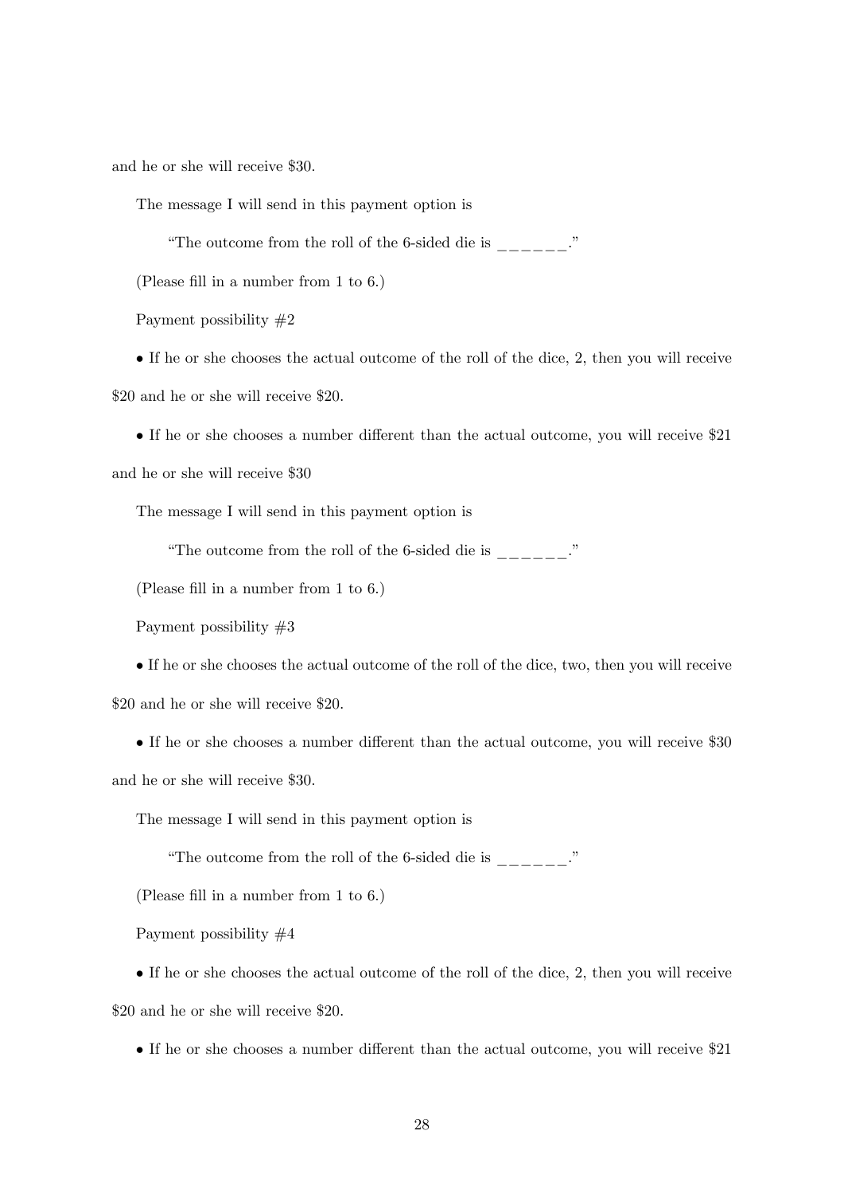and he or she will receive $30.

The message I will send in this payment option is

"The outcome from the roll of the 6-sided die is ______."

(Please fill in a number from 1 to 6.)

Payment possibility #2

• If he or she chooses the actual outcome of the roll of the dice, 2, then you will receive $20 and he or she will receive $20.

• If he or she chooses a number different than the actual outcome, you will receive $21 and he or she will receive $30

The message I will send in this payment option is

"The outcome from the roll of the 6-sided die is ______."

(Please fill in a number from 1 to 6.)

Payment possibility #3

• If he or she chooses the actual outcome of the roll of the dice, two, then you will receive $20 and he or she will receive $20.

• If he or she chooses a number different than the actual outcome, you will receive $30 and he or she will receive $30.

The message I will send in this payment option is

"The outcome from the roll of the 6-sided die is ______."

(Please fill in a number from 1 to 6.)

Payment possibility #4

• If he or she chooses the actual outcome of the roll of the dice, 2, then you will receive $20 and he or she will receive $20.

• If he or she chooses a number different than the actual outcome, you will receive $21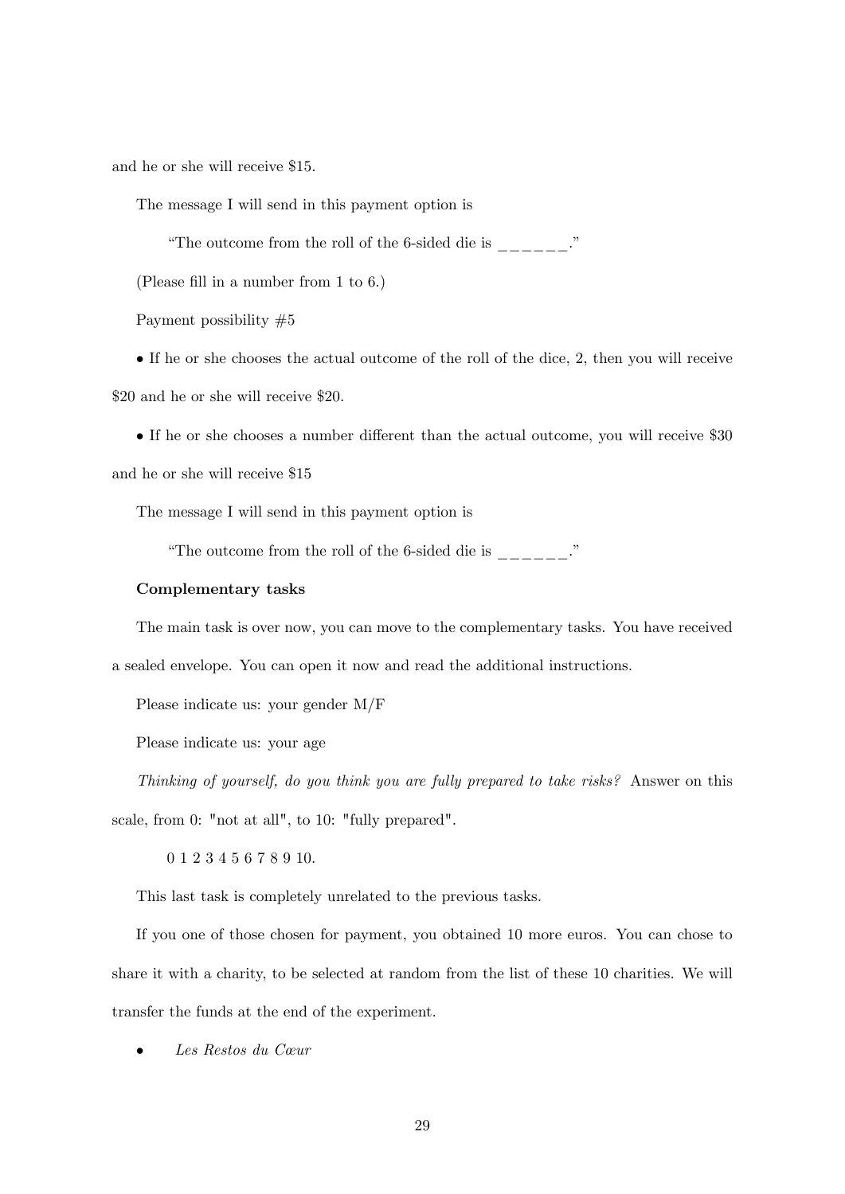and he or she will receive $15.

The message I will send in this payment option is

"The outcome from the roll of the 6-sided die is ______."

(Please fill in a number from 1 to 6.)

Payment possibility #5

• If he or she chooses the actual outcome of the roll of the dice, 2, then you will receive $20 and he or she will receive $20.

• If he or she chooses a number different than the actual outcome, you will receive $30 and he or she will receive $15

The message I will send in this payment option is

"The outcome from the roll of the 6-sided die is ______."

**Complementary tasks**

The main task is over now, you can move to the complementary tasks. You have received a sealed envelope. You can open it now and read the additional instructions.

Please indicate us: your gender M/F

Please indicate us: your age

*Thinking of yourself, do you think you are fully prepared to take risks?* Answer on this scale, from 0: "not at all", to 10: "fully prepared".

0 1 2 3 4 5 6 7 8 9 10.

This last task is completely unrelated to the previous tasks.

If you one of those chosen for payment, you obtained 10 more euros. You can chose to share it with a charity, to be selected at random from the list of these 10 charities. We will transfer the funds at the end of the experiment.

- *Les Restos du Cœur*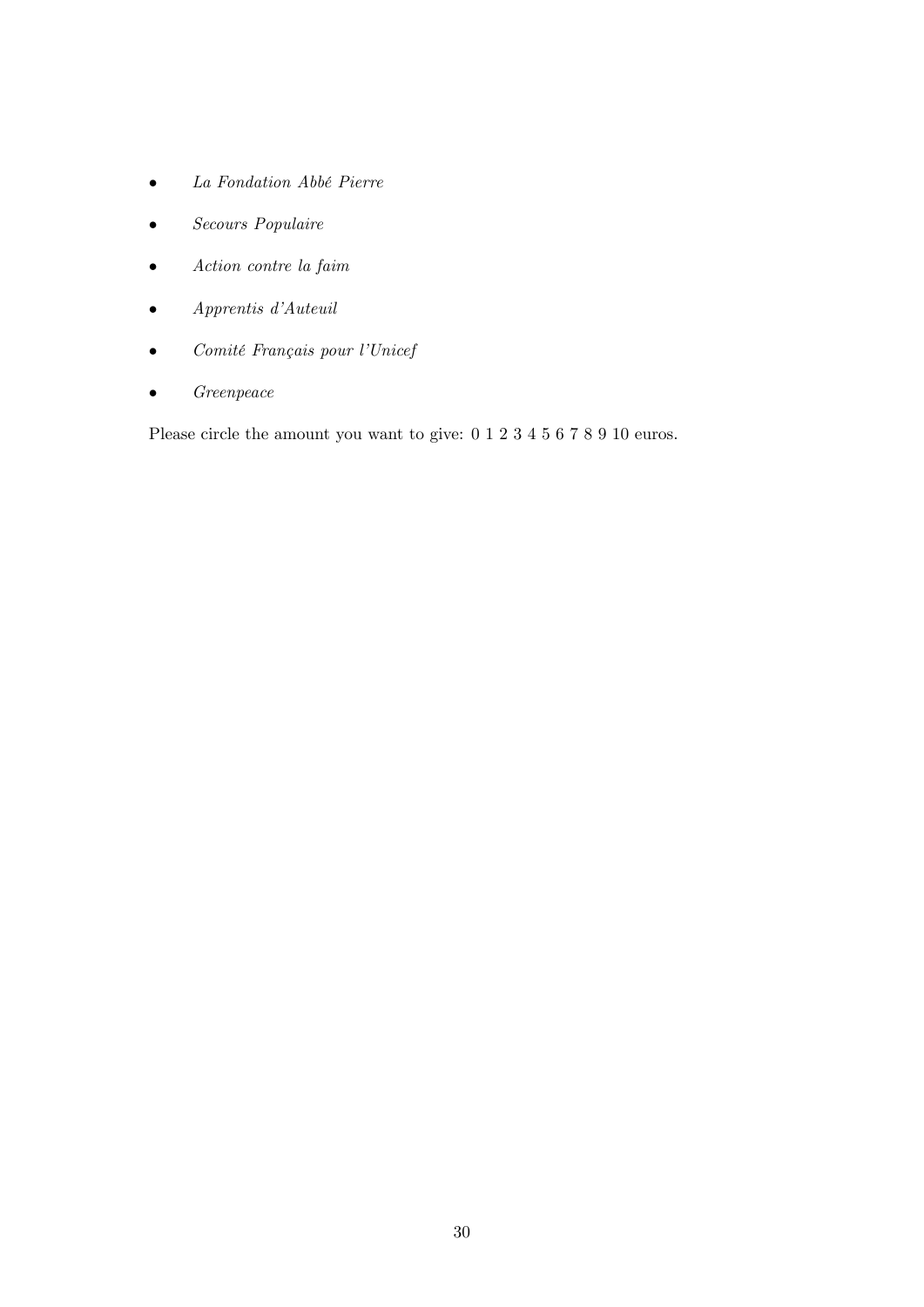- *La Fondation Abbé Pierre*
- *Secours Populaire*
- *Action contre la faim*
- *Apprentis d'Auteuil*
- *Comité Français pour l'Unicef*
- *Greenpeace*

Please circle the amount you want to give: 0 1 2 3 4 5 6 7 8 9 10 euros.